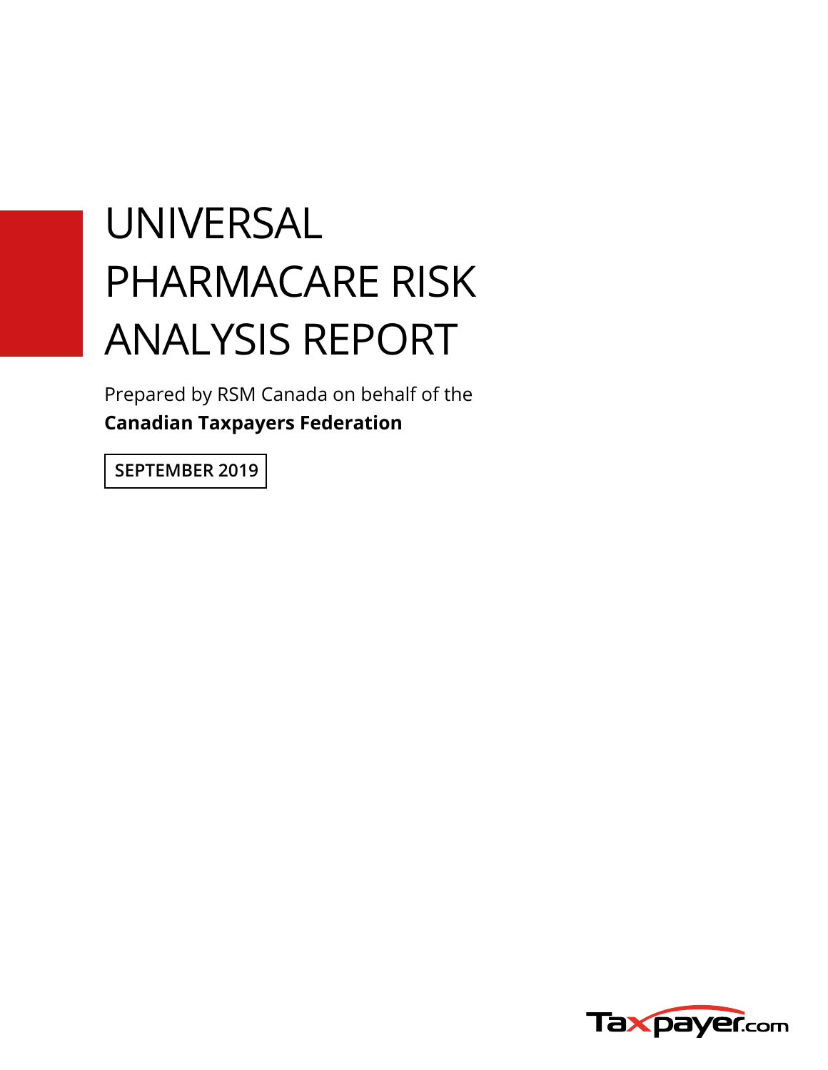# UNIVERSAL PHARMACARE RISK ANALYSIS REPORT

Prepared by RSM Canada on behalf of the
**Canadian Taxpayers Federation**

**SEPTEMBER 2019**

Taxpayer.com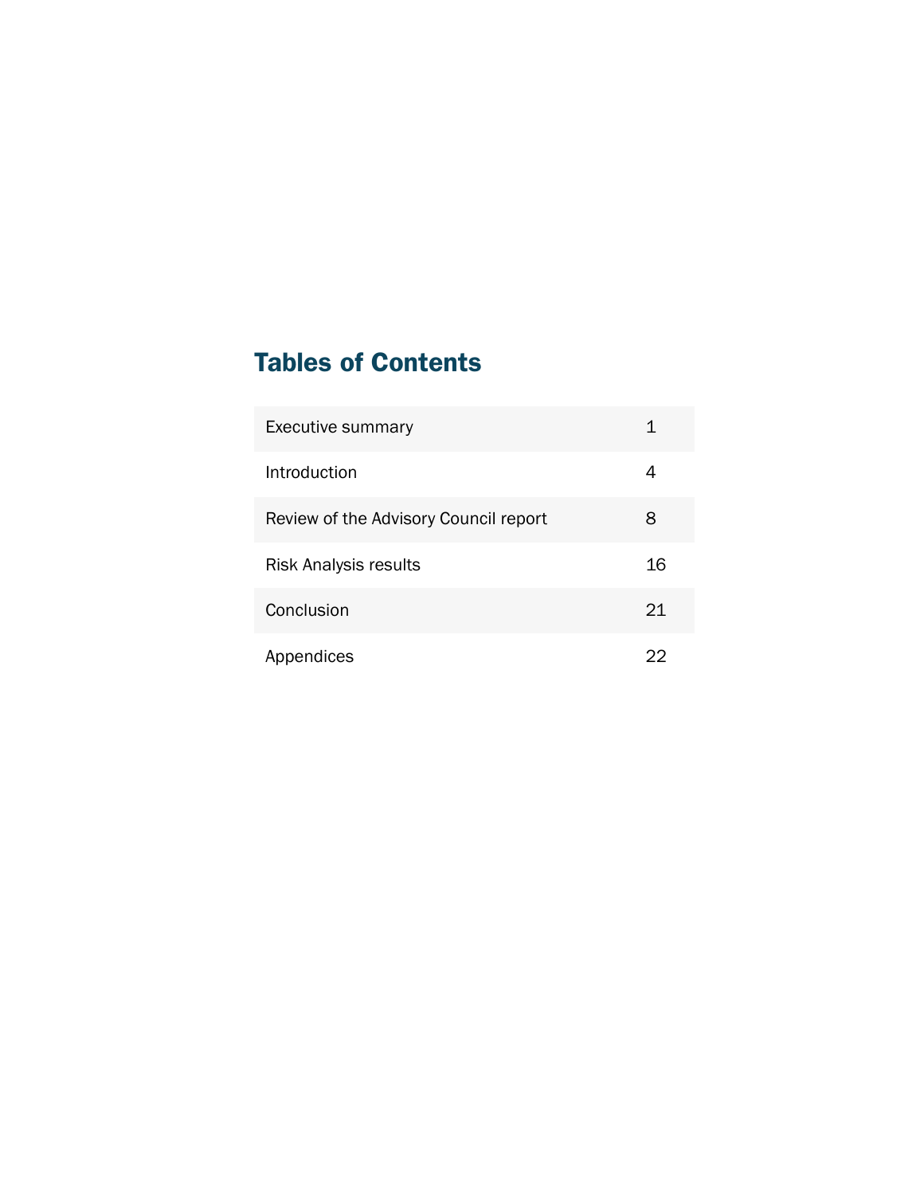# Tables of Contents

| | |
|---|---|
| Executive summary | 1 |
| Introduction | 4 |
| Review of the Advisory Council report | 8 |
| Risk Analysis results | 16 |
| Conclusion | 21 |
| Appendices | 22 |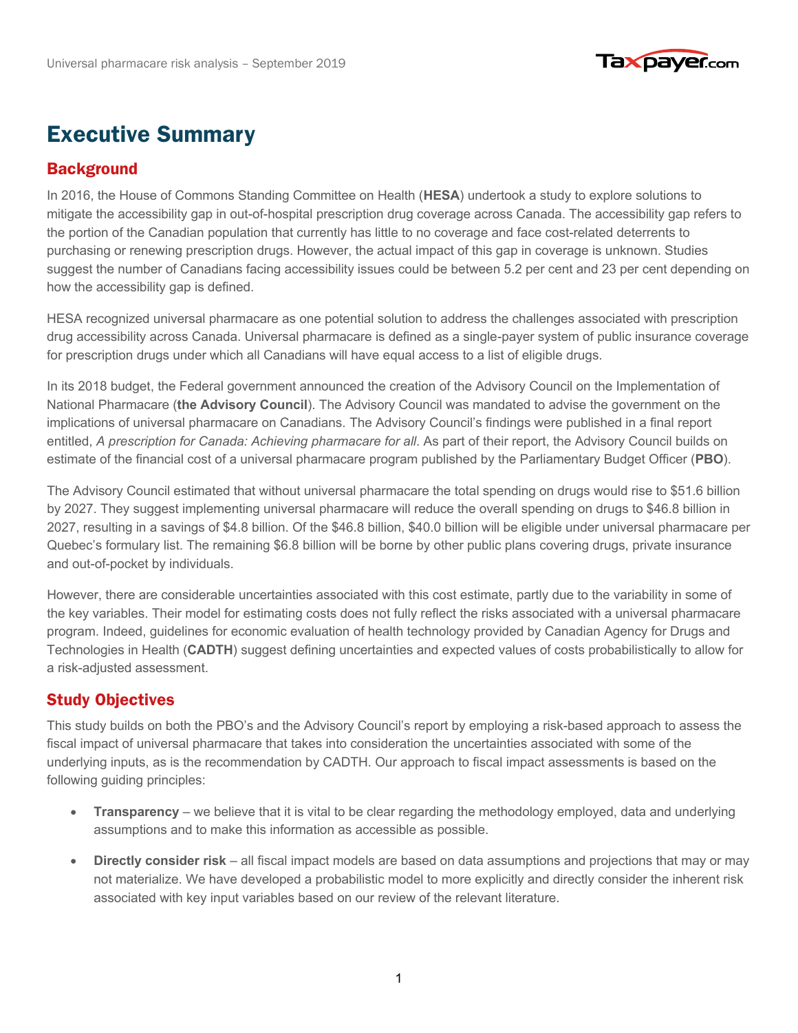# Executive Summary

## Background

In 2016, the House of Commons Standing Committee on Health (**HESA**) undertook a study to explore solutions to mitigate the accessibility gap in out-of-hospital prescription drug coverage across Canada. The accessibility gap refers to the portion of the Canadian population that currently has little to no coverage and face cost-related deterrents to purchasing or renewing prescription drugs. However, the actual impact of this gap in coverage is unknown. Studies suggest the number of Canadians facing accessibility issues could be between 5.2 per cent and 23 per cent depending on how the accessibility gap is defined.

HESA recognized universal pharmacare as one potential solution to address the challenges associated with prescription drug accessibility across Canada. Universal pharmacare is defined as a single-payer system of public insurance coverage for prescription drugs under which all Canadians will have equal access to a list of eligible drugs.

In its 2018 budget, the Federal government announced the creation of the Advisory Council on the Implementation of National Pharmacare (**the Advisory Council**). The Advisory Council was mandated to advise the government on the implications of universal pharmacare on Canadians. The Advisory Council's findings were published in a final report entitled, *A prescription for Canada: Achieving pharmacare for all*. As part of their report, the Advisory Council builds on estimate of the financial cost of a universal pharmacare program published by the Parliamentary Budget Officer (**PBO**).

The Advisory Council estimated that without universal pharmacare the total spending on drugs would rise to $51.6 billion by 2027. They suggest implementing universal pharmacare will reduce the overall spending on drugs to $46.8 billion in 2027, resulting in a savings of $4.8 billion. Of the $46.8 billion, $40.0 billion will be eligible under universal pharmacare per Quebec's formulary list. The remaining $6.8 billion will be borne by other public plans covering drugs, private insurance and out-of-pocket by individuals.

However, there are considerable uncertainties associated with this cost estimate, partly due to the variability in some of the key variables. Their model for estimating costs does not fully reflect the risks associated with a universal pharmacare program. Indeed, guidelines for economic evaluation of health technology provided by Canadian Agency for Drugs and Technologies in Health (**CADTH**) suggest defining uncertainties and expected values of costs probabilistically to allow for a risk-adjusted assessment.

## Study Objectives

This study builds on both the PBO's and the Advisory Council's report by employing a risk-based approach to assess the fiscal impact of universal pharmacare that takes into consideration the uncertainties associated with some of the underlying inputs, as is the recommendation by CADTH. Our approach to fiscal impact assessments is based on the following guiding principles:

- **Transparency** – we believe that it is vital to be clear regarding the methodology employed, data and underlying assumptions and to make this information as accessible as possible.
- **Directly consider risk** – all fiscal impact models are based on data assumptions and projections that may or may not materialize. We have developed a probabilistic model to more explicitly and directly consider the inherent risk associated with key input variables based on our review of the relevant literature.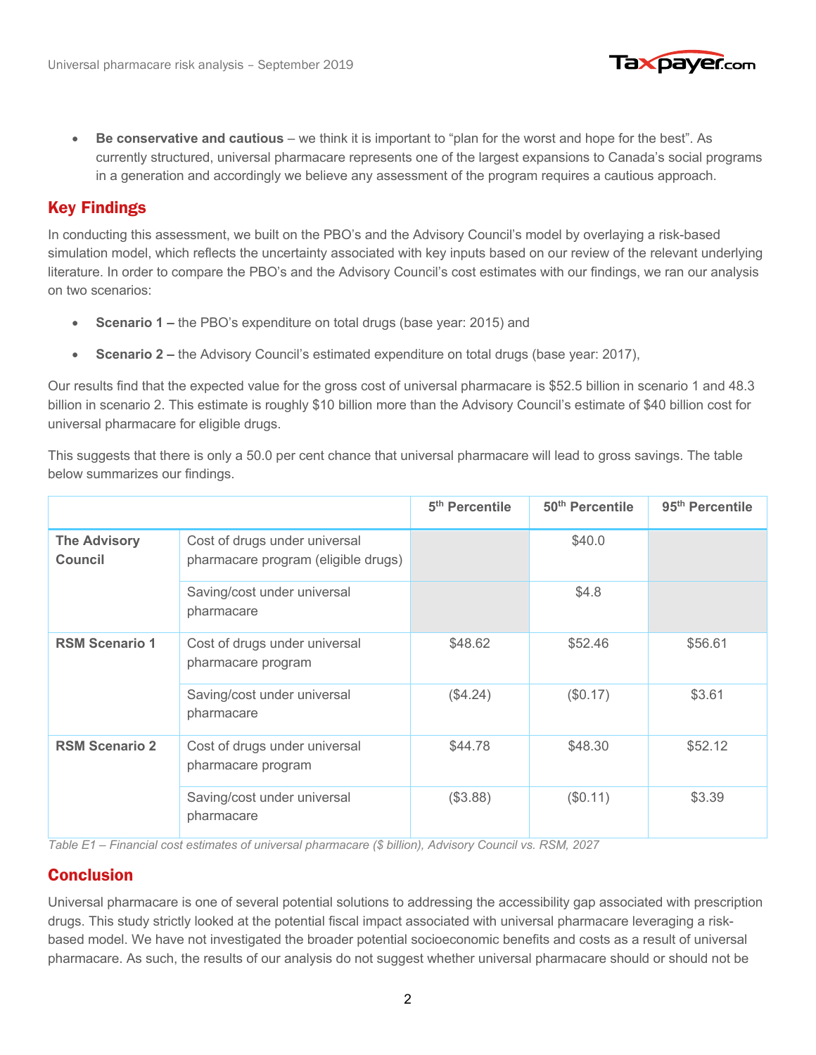- **Be conservative and cautious** – we think it is important to “plan for the worst and hope for the best”. As currently structured, universal pharmacare represents one of the largest expansions to Canada’s social programs in a generation and accordingly we believe any assessment of the program requires a cautious approach.

## Key Findings

In conducting this assessment, we built on the PBO’s and the Advisory Council’s model by overlaying a risk-based simulation model, which reflects the uncertainty associated with key inputs based on our review of the relevant underlying literature. In order to compare the PBO’s and the Advisory Council’s cost estimates with our findings, we ran our analysis on two scenarios:

- **Scenario 1 –** the PBO’s expenditure on total drugs (base year: 2015) and
- **Scenario 2 –** the Advisory Council’s estimated expenditure on total drugs (base year: 2017),

Our results find that the expected value for the gross cost of universal pharmacare is $52.5 billion in scenario 1 and 48.3 billion in scenario 2. This estimate is roughly $10 billion more than the Advisory Council’s estimate of $40 billion cost for universal pharmacare for eligible drugs.

This suggests that there is only a 50.0 per cent chance that universal pharmacare will lead to gross savings. The table below summarizes our findings.

| | | 5th Percentile | 50th Percentile | 95th Percentile |
|---|---|---|---|---|
| **The Advisory Council** | Cost of drugs under universal pharmacare program (eligible drugs) | | $40.0 | |
| | Saving/cost under universal pharmacare | | $4.8 | |
| **RSM Scenario 1** | Cost of drugs under universal pharmacare program | $48.62 | $52.46 | $56.61 |
| | Saving/cost under universal pharmacare | ($4.24) | ($0.17) | $3.61 |
| **RSM Scenario 2** | Cost of drugs under universal pharmacare program | $44.78 | $48.30 | $52.12 |
| | Saving/cost under universal pharmacare | ($3.88) | ($0.11) | $3.39 |

*Table E1 – Financial cost estimates of universal pharmacare ($ billion), Advisory Council vs. RSM, 2027*

## Conclusion

Universal pharmacare is one of several potential solutions to addressing the accessibility gap associated with prescription drugs. This study strictly looked at the potential fiscal impact associated with universal pharmacare leveraging a risk-based model. We have not investigated the broader potential socioeconomic benefits and costs as a result of universal pharmacare. As such, the results of our analysis do not suggest whether universal pharmacare should or should not be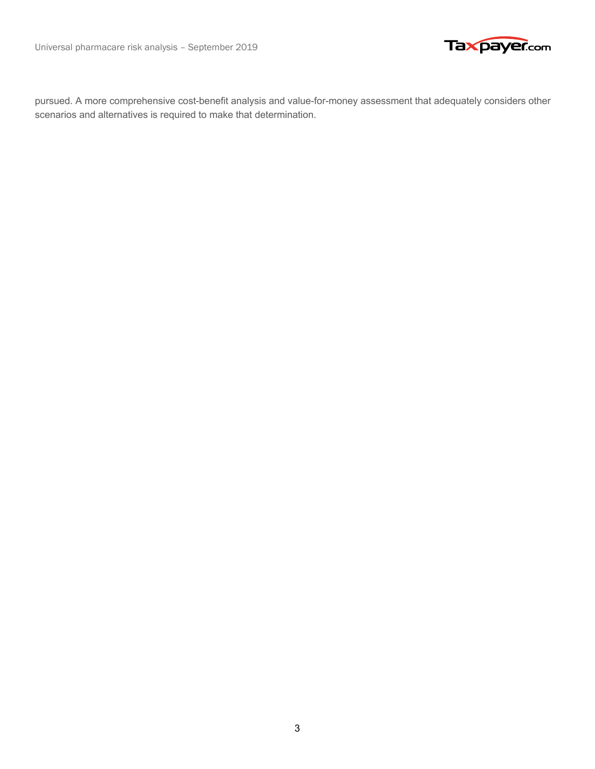pursued. A more comprehensive cost-benefit analysis and value-for-money assessment that adequately considers other scenarios and alternatives is required to make that determination.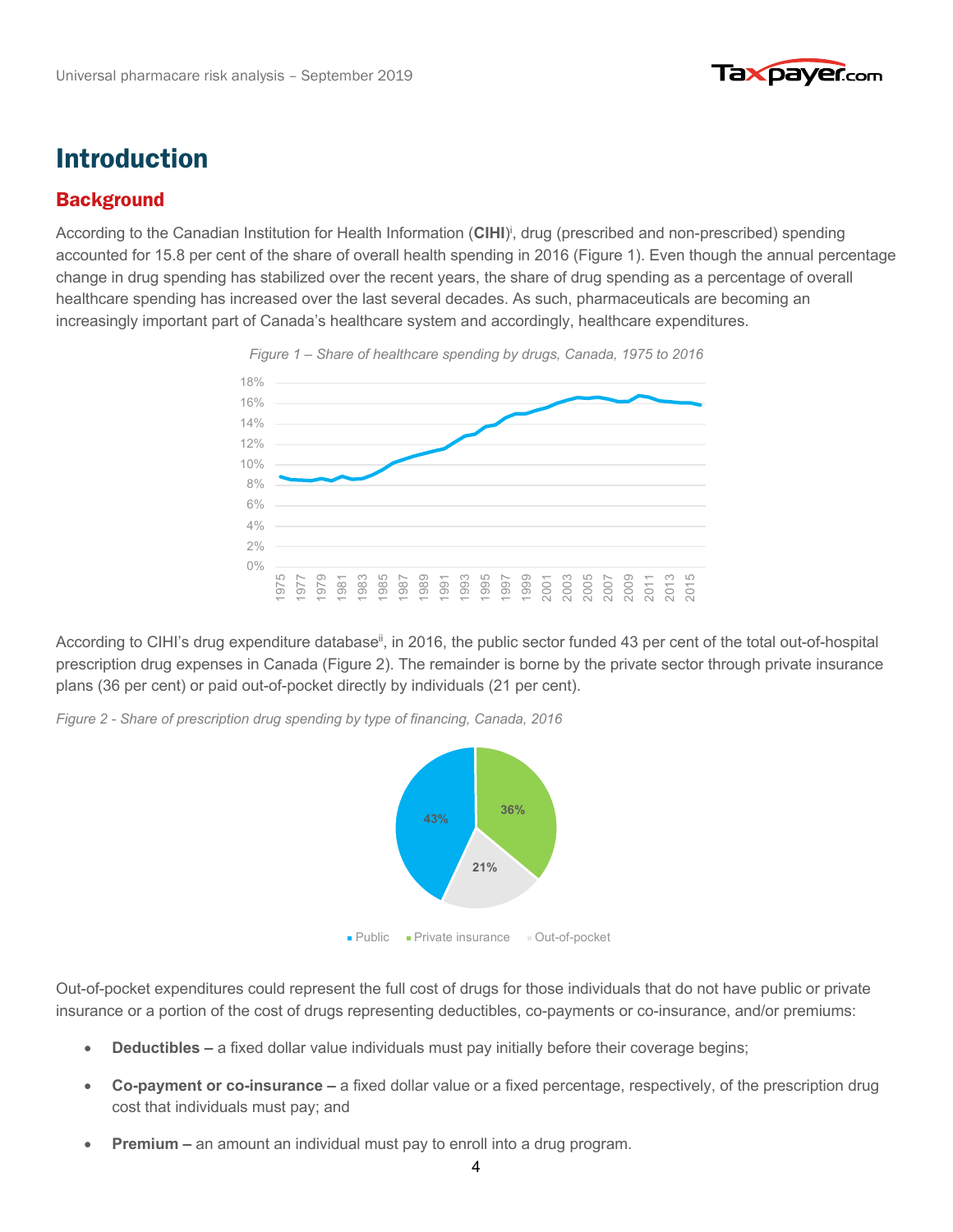# Introduction

## Background

According to the Canadian Institution for Health Information (**CIHI**)[i], drug (prescribed and non-prescribed) spending accounted for 15.8 per cent of the share of overall health spending in 2016 (Figure 1). Even though the annual percentage change in drug spending has stabilized over the recent years, the share of drug spending as a percentage of overall healthcare spending has increased over the last several decades. As such, pharmaceuticals are becoming an increasingly important part of Canada's healthcare system and accordingly, healthcare expenditures.

*Figure 1 – Share of healthcare spending by drugs, Canada, 1975 to 2016*

According to CIHI's drug expenditure database[ii], in 2016, the public sector funded 43 per cent of the total out-of-hospital prescription drug expenses in Canada (Figure 2). The remainder is borne by the private sector through private insurance plans (36 per cent) or paid out-of-pocket directly by individuals (21 per cent).

*Figure 2 - Share of prescription drug spending by type of financing, Canada, 2016*

Out-of-pocket expenditures could represent the full cost of drugs for those individuals that do not have public or private insurance or a portion of the cost of drugs representing deductibles, co-payments or co-insurance, and/or premiums:

- **Deductibles –** a fixed dollar value individuals must pay initially before their coverage begins;
- **Co-payment or co-insurance –** a fixed dollar value or a fixed percentage, respectively, of the prescription drug cost that individuals must pay; and
- **Premium –** an amount an individual must pay to enroll into a drug program.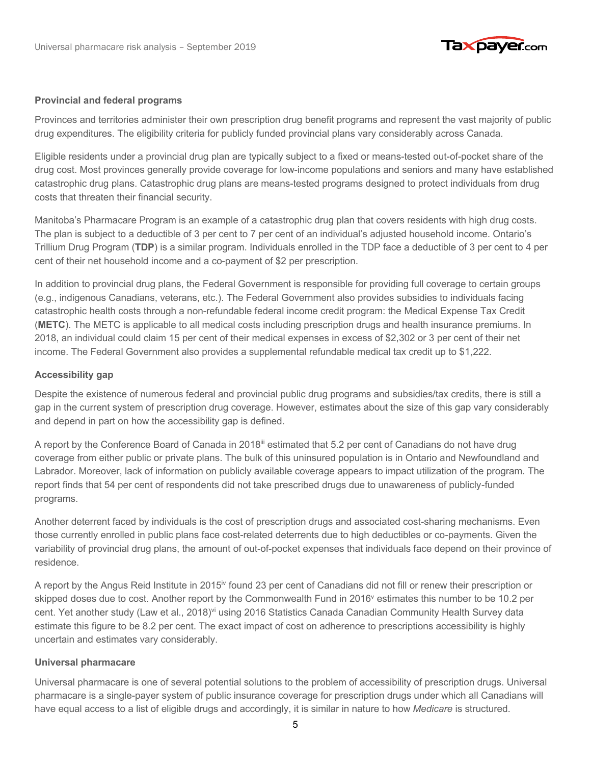**Provincial and federal programs**

Provinces and territories administer their own prescription drug benefit programs and represent the vast majority of public drug expenditures. The eligibility criteria for publicly funded provincial plans vary considerably across Canada.

Eligible residents under a provincial drug plan are typically subject to a fixed or means-tested out-of-pocket share of the drug cost. Most provinces generally provide coverage for low-income populations and seniors and many have established catastrophic drug plans. Catastrophic drug plans are means-tested programs designed to protect individuals from drug costs that threaten their financial security.

Manitoba's Pharmacare Program is an example of a catastrophic drug plan that covers residents with high drug costs. The plan is subject to a deductible of 3 per cent to 7 per cent of an individual's adjusted household income. Ontario's Trillium Drug Program (**TDP**) is a similar program. Individuals enrolled in the TDP face a deductible of 3 per cent to 4 per cent of their net household income and a co-payment of $2 per prescription.

In addition to provincial drug plans, the Federal Government is responsible for providing full coverage to certain groups (e.g., indigenous Canadians, veterans, etc.). The Federal Government also provides subsidies to individuals facing catastrophic health costs through a non-refundable federal income credit program: the Medical Expense Tax Credit (**METC**). The METC is applicable to all medical costs including prescription drugs and health insurance premiums. In 2018, an individual could claim 15 per cent of their medical expenses in excess of $2,302 or 3 per cent of their net income. The Federal Government also provides a supplemental refundable medical tax credit up to $1,222.

**Accessibility gap**

Despite the existence of numerous federal and provincial public drug programs and subsidies/tax credits, there is still a gap in the current system of prescription drug coverage. However, estimates about the size of this gap vary considerably and depend in part on how the accessibility gap is defined.

A report by the Conference Board of Canada in 2018[iii] estimated that 5.2 per cent of Canadians do not have drug coverage from either public or private plans. The bulk of this uninsured population is in Ontario and Newfoundland and Labrador. Moreover, lack of information on publicly available coverage appears to impact utilization of the program. The report finds that 54 per cent of respondents did not take prescribed drugs due to unawareness of publicly-funded programs.

Another deterrent faced by individuals is the cost of prescription drugs and associated cost-sharing mechanisms. Even those currently enrolled in public plans face cost-related deterrents due to high deductibles or co-payments. Given the variability of provincial drug plans, the amount of out-of-pocket expenses that individuals face depend on their province of residence.

A report by the Angus Reid Institute in 2015[iv] found 23 per cent of Canadians did not fill or renew their prescription or skipped doses due to cost. Another report by the Commonwealth Fund in 2016[v] estimates this number to be 10.2 per cent. Yet another study (Law et al., 2018)[vi] using 2016 Statistics Canada Canadian Community Health Survey data estimate this figure to be 8.2 per cent. The exact impact of cost on adherence to prescriptions accessibility is highly uncertain and estimates vary considerably.

**Universal pharmacare**

Universal pharmacare is one of several potential solutions to the problem of accessibility of prescription drugs. Universal pharmacare is a single-payer system of public insurance coverage for prescription drugs under which all Canadians will have equal access to a list of eligible drugs and accordingly, it is similar in nature to how *Medicare* is structured.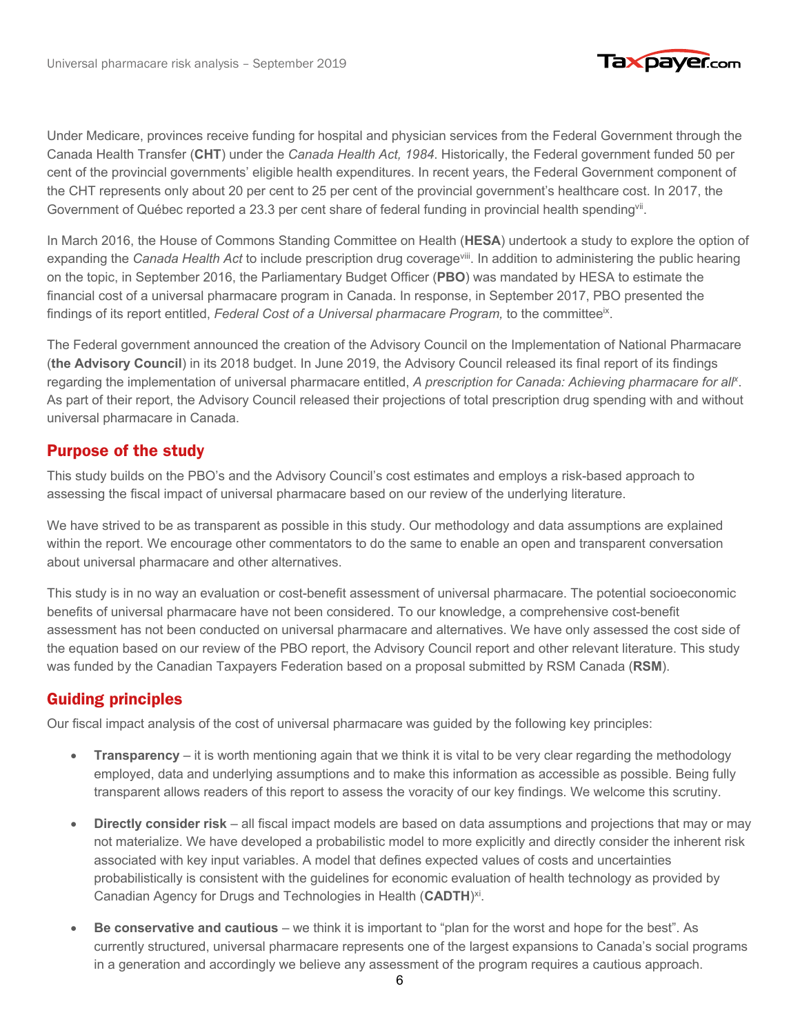Under Medicare, provinces receive funding for hospital and physician services from the Federal Government through the Canada Health Transfer (**CHT**) under the *Canada Health Act, 1984*. Historically, the Federal government funded 50 per cent of the provincial governments' eligible health expenditures. In recent years, the Federal Government component of the CHT represents only about 20 per cent to 25 per cent of the provincial government's healthcare cost. In 2017, the Government of Québec reported a 23.3 per cent share of federal funding in provincial health spending[vii].

In March 2016, the House of Commons Standing Committee on Health (**HESA**) undertook a study to explore the option of expanding the *Canada Health Act* to include prescription drug coverage[viii]. In addition to administering the public hearing on the topic, in September 2016, the Parliamentary Budget Officer (**PBO**) was mandated by HESA to estimate the financial cost of a universal pharmacare program in Canada. In response, in September 2017, PBO presented the findings of its report entitled, *Federal Cost of a Universal pharmacare Program,* to the committee[ix].

The Federal government announced the creation of the Advisory Council on the Implementation of National Pharmacare (**the Advisory Council**) in its 2018 budget. In June 2019, the Advisory Council released its final report of its findings regarding the implementation of universal pharmacare entitled, *A prescription for Canada: Achieving pharmacare for all*[x]. As part of their report, the Advisory Council released their projections of total prescription drug spending with and without universal pharmacare in Canada.

## Purpose of the study

This study builds on the PBO's and the Advisory Council's cost estimates and employs a risk-based approach to assessing the fiscal impact of universal pharmacare based on our review of the underlying literature.

We have strived to be as transparent as possible in this study. Our methodology and data assumptions are explained within the report. We encourage other commentators to do the same to enable an open and transparent conversation about universal pharmacare and other alternatives.

This study is in no way an evaluation or cost-benefit assessment of universal pharmacare. The potential socioeconomic benefits of universal pharmacare have not been considered. To our knowledge, a comprehensive cost-benefit assessment has not been conducted on universal pharmacare and alternatives. We have only assessed the cost side of the equation based on our review of the PBO report, the Advisory Council report and other relevant literature. This study was funded by the Canadian Taxpayers Federation based on a proposal submitted by RSM Canada (**RSM**).

## Guiding principles

Our fiscal impact analysis of the cost of universal pharmacare was guided by the following key principles:

- **Transparency** – it is worth mentioning again that we think it is vital to be very clear regarding the methodology employed, data and underlying assumptions and to make this information as accessible as possible. Being fully transparent allows readers of this report to assess the voracity of our key findings. We welcome this scrutiny.
- **Directly consider risk** – all fiscal impact models are based on data assumptions and projections that may or may not materialize. We have developed a probabilistic model to more explicitly and directly consider the inherent risk associated with key input variables. A model that defines expected values of costs and uncertainties probabilistically is consistent with the guidelines for economic evaluation of health technology as provided by Canadian Agency for Drugs and Technologies in Health (**CADTH**)[xi].
- **Be conservative and cautious** – we think it is important to "plan for the worst and hope for the best". As currently structured, universal pharmacare represents one of the largest expansions to Canada's social programs in a generation and accordingly we believe any assessment of the program requires a cautious approach.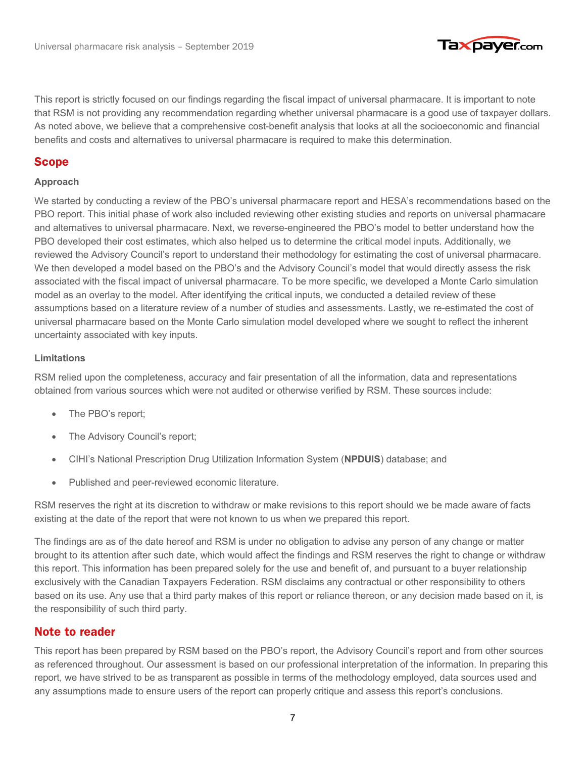This report is strictly focused on our findings regarding the fiscal impact of universal pharmacare. It is important to note that RSM is not providing any recommendation regarding whether universal pharmacare is a good use of taxpayer dollars. As noted above, we believe that a comprehensive cost-benefit analysis that looks at all the socioeconomic and financial benefits and costs and alternatives to universal pharmacare is required to make this determination.

## Scope

### Approach

We started by conducting a review of the PBO's universal pharmacare report and HESA's recommendations based on the PBO report. This initial phase of work also included reviewing other existing studies and reports on universal pharmacare and alternatives to universal pharmacare. Next, we reverse-engineered the PBO's model to better understand how the PBO developed their cost estimates, which also helped us to determine the critical model inputs. Additionally, we reviewed the Advisory Council's report to understand their methodology for estimating the cost of universal pharmacare. We then developed a model based on the PBO's and the Advisory Council's model that would directly assess the risk associated with the fiscal impact of universal pharmacare. To be more specific, we developed a Monte Carlo simulation model as an overlay to the model. After identifying the critical inputs, we conducted a detailed review of these assumptions based on a literature review of a number of studies and assessments. Lastly, we re-estimated the cost of universal pharmacare based on the Monte Carlo simulation model developed where we sought to reflect the inherent uncertainty associated with key inputs.

### Limitations

RSM relied upon the completeness, accuracy and fair presentation of all the information, data and representations obtained from various sources which were not audited or otherwise verified by RSM. These sources include:

- The PBO's report;
- The Advisory Council's report;
- CIHI's National Prescription Drug Utilization Information System (**NPDUIS**) database; and
- Published and peer-reviewed economic literature.

RSM reserves the right at its discretion to withdraw or make revisions to this report should we be made aware of facts existing at the date of the report that were not known to us when we prepared this report.

The findings are as of the date hereof and RSM is under no obligation to advise any person of any change or matter brought to its attention after such date, which would affect the findings and RSM reserves the right to change or withdraw this report. This information has been prepared solely for the use and benefit of, and pursuant to a buyer relationship exclusively with the Canadian Taxpayers Federation. RSM disclaims any contractual or other responsibility to others based on its use. Any use that a third party makes of this report or reliance thereon, or any decision made based on it, is the responsibility of such third party.

## Note to reader

This report has been prepared by RSM based on the PBO's report, the Advisory Council's report and from other sources as referenced throughout. Our assessment is based on our professional interpretation of the information. In preparing this report, we have strived to be as transparent as possible in terms of the methodology employed, data sources used and any assumptions made to ensure users of the report can properly critique and assess this report's conclusions.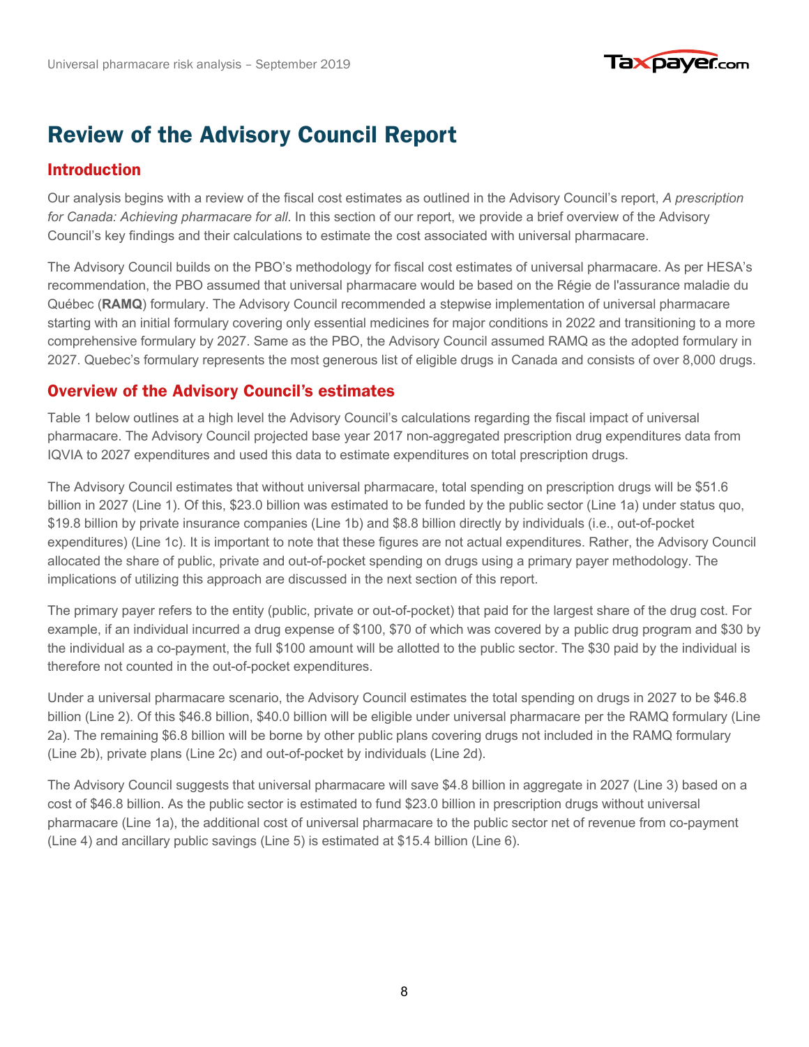# Review of the Advisory Council Report

## Introduction

Our analysis begins with a review of the fiscal cost estimates as outlined in the Advisory Council's report, *A prescription for Canada: Achieving pharmacare for all*. In this section of our report, we provide a brief overview of the Advisory Council's key findings and their calculations to estimate the cost associated with universal pharmacare.

The Advisory Council builds on the PBO's methodology for fiscal cost estimates of universal pharmacare. As per HESA's recommendation, the PBO assumed that universal pharmacare would be based on the Régie de l'assurance maladie du Québec (**RAMQ**) formulary. The Advisory Council recommended a stepwise implementation of universal pharmacare starting with an initial formulary covering only essential medicines for major conditions in 2022 and transitioning to a more comprehensive formulary by 2027. Same as the PBO, the Advisory Council assumed RAMQ as the adopted formulary in 2027. Quebec's formulary represents the most generous list of eligible drugs in Canada and consists of over 8,000 drugs.

## Overview of the Advisory Council's estimates

Table 1 below outlines at a high level the Advisory Council's calculations regarding the fiscal impact of universal pharmacare. The Advisory Council projected base year 2017 non-aggregated prescription drug expenditures data from IQVIA to 2027 expenditures and used this data to estimate expenditures on total prescription drugs.

The Advisory Council estimates that without universal pharmacare, total spending on prescription drugs will be $51.6 billion in 2027 (Line 1). Of this, $23.0 billion was estimated to be funded by the public sector (Line 1a) under status quo, $19.8 billion by private insurance companies (Line 1b) and $8.8 billion directly by individuals (i.e., out-of-pocket expenditures) (Line 1c). It is important to note that these figures are not actual expenditures. Rather, the Advisory Council allocated the share of public, private and out-of-pocket spending on drugs using a primary payer methodology. The implications of utilizing this approach are discussed in the next section of this report.

The primary payer refers to the entity (public, private or out-of-pocket) that paid for the largest share of the drug cost. For example, if an individual incurred a drug expense of $100, $70 of which was covered by a public drug program and $30 by the individual as a co-payment, the full $100 amount will be allotted to the public sector. The $30 paid by the individual is therefore not counted in the out-of-pocket expenditures.

Under a universal pharmacare scenario, the Advisory Council estimates the total spending on drugs in 2027 to be $46.8 billion (Line 2). Of this $46.8 billion, $40.0 billion will be eligible under universal pharmacare per the RAMQ formulary (Line 2a). The remaining $6.8 billion will be borne by other public plans covering drugs not included in the RAMQ formulary (Line 2b), private plans (Line 2c) and out-of-pocket by individuals (Line 2d).

The Advisory Council suggests that universal pharmacare will save $4.8 billion in aggregate in 2027 (Line 3) based on a cost of $46.8 billion. As the public sector is estimated to fund $23.0 billion in prescription drugs without universal pharmacare (Line 1a), the additional cost of universal pharmacare to the public sector net of revenue from co-payment (Line 4) and ancillary public savings (Line 5) is estimated at $15.4 billion (Line 6).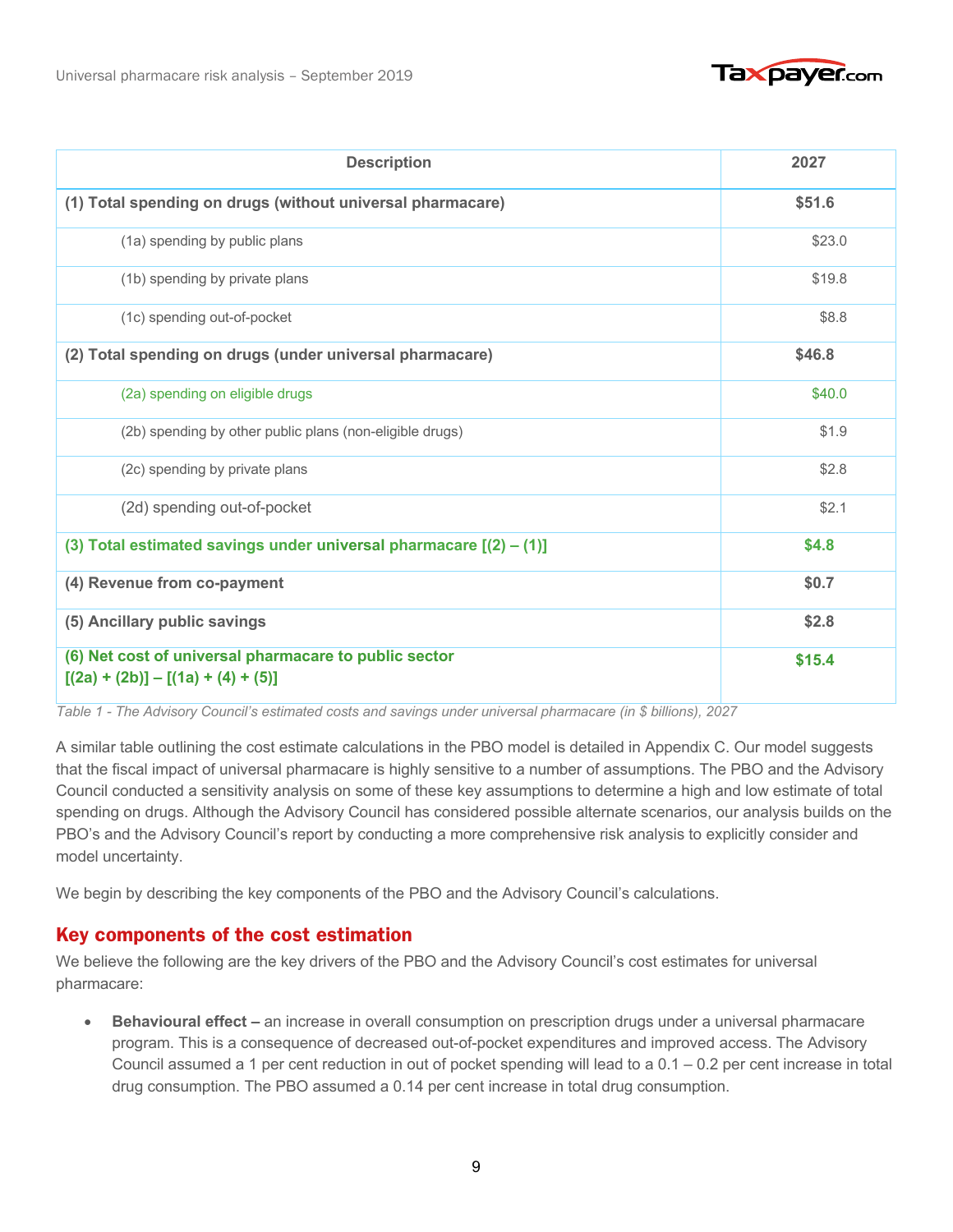| Description | 2027 |
|---|---|
| **(1) Total spending on drugs (without universal pharmacare)** | **$51.6** |
| (1a) spending by public plans | $23.0 |
| (1b) spending by private plans | $19.8 |
| (1c) spending out-of-pocket | $8.8 |
| **(2) Total spending on drugs (under universal pharmacare)** | **$46.8** |
| (2a) spending on eligible drugs | $40.0 |
| (2b) spending by other public plans (non-eligible drugs) | $1.9 |
| (2c) spending by private plans | $2.8 |
| (2d) spending out-of-pocket | $2.1 |
| **(3) Total estimated savings under universal pharmacare [(2) – (1)]** | **$4.8** |
| **(4) Revenue from co-payment** | **$0.7** |
| **(5) Ancillary public savings** | **$2.8** |
| **(6) Net cost of universal pharmacare to public sector [(2a) + (2b)] – [(1a) + (4) + (5)]** | **$15.4** |

*Table 1 - The Advisory Council's estimated costs and savings under universal pharmacare (in $ billions), 2027*

A similar table outlining the cost estimate calculations in the PBO model is detailed in Appendix C. Our model suggests that the fiscal impact of universal pharmacare is highly sensitive to a number of assumptions. The PBO and the Advisory Council conducted a sensitivity analysis on some of these key assumptions to determine a high and low estimate of total spending on drugs. Although the Advisory Council has considered possible alternate scenarios, our analysis builds on the PBO's and the Advisory Council's report by conducting a more comprehensive risk analysis to explicitly consider and model uncertainty.

We begin by describing the key components of the PBO and the Advisory Council's calculations.

## Key components of the cost estimation

We believe the following are the key drivers of the PBO and the Advisory Council's cost estimates for universal pharmacare:

- **Behavioural effect –** an increase in overall consumption on prescription drugs under a universal pharmacare program. This is a consequence of decreased out-of-pocket expenditures and improved access. The Advisory Council assumed a 1 per cent reduction in out of pocket spending will lead to a 0.1 – 0.2 per cent increase in total drug consumption. The PBO assumed a 0.14 per cent increase in total drug consumption.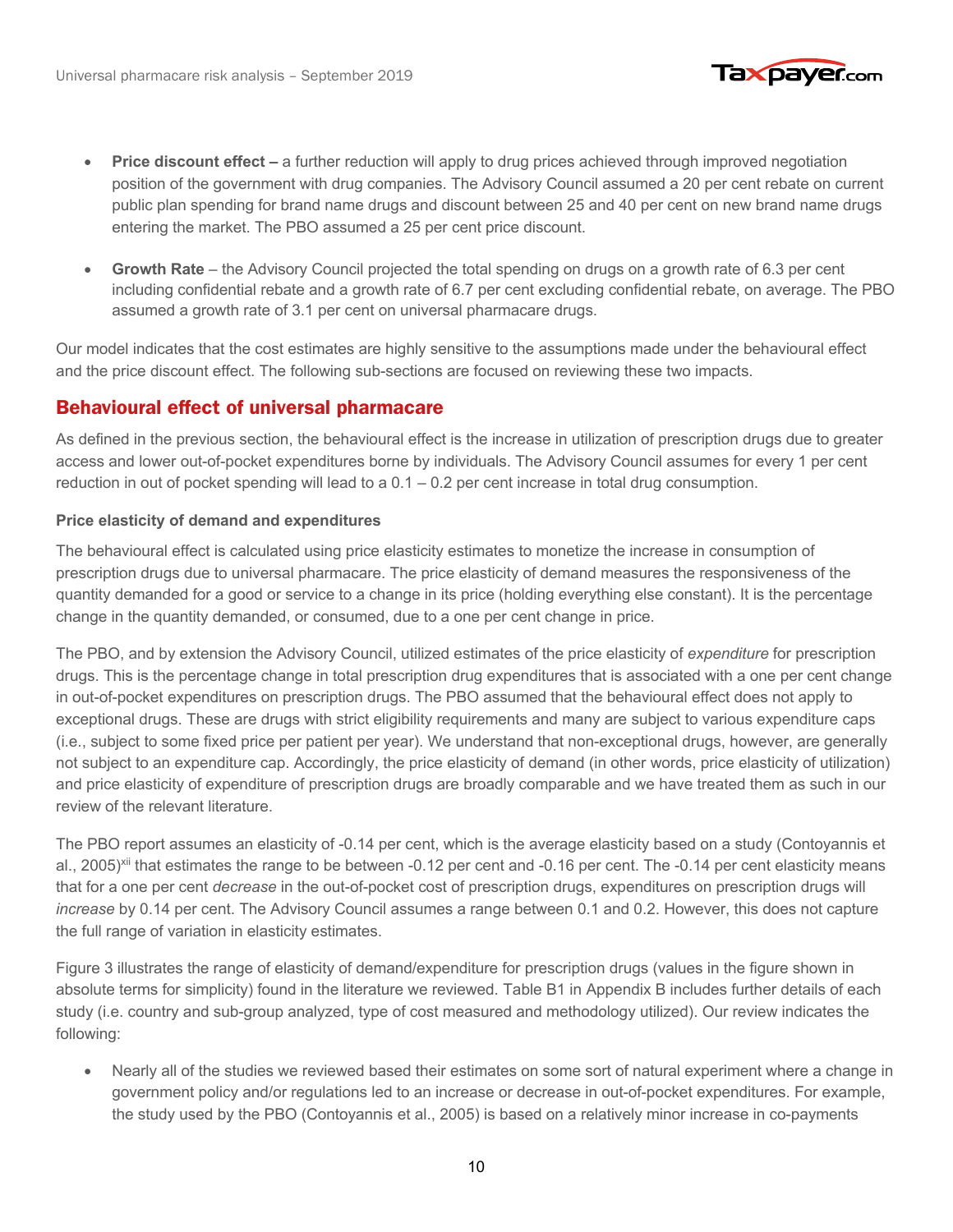- **Price discount effect –** a further reduction will apply to drug prices achieved through improved negotiation position of the government with drug companies. The Advisory Council assumed a 20 per cent rebate on current public plan spending for brand name drugs and discount between 25 and 40 per cent on new brand name drugs entering the market. The PBO assumed a 25 per cent price discount.

- **Growth Rate** – the Advisory Council projected the total spending on drugs on a growth rate of 6.3 per cent including confidential rebate and a growth rate of 6.7 per cent excluding confidential rebate, on average. The PBO assumed a growth rate of 3.1 per cent on universal pharmacare drugs.

Our model indicates that the cost estimates are highly sensitive to the assumptions made under the behavioural effect and the price discount effect. The following sub-sections are focused on reviewing these two impacts.

## Behavioural effect of universal pharmacare

As defined in the previous section, the behavioural effect is the increase in utilization of prescription drugs due to greater access and lower out-of-pocket expenditures borne by individuals. The Advisory Council assumes for every 1 per cent reduction in out of pocket spending will lead to a 0.1 – 0.2 per cent increase in total drug consumption.

#### Price elasticity of demand and expenditures

The behavioural effect is calculated using price elasticity estimates to monetize the increase in consumption of prescription drugs due to universal pharmacare. The price elasticity of demand measures the responsiveness of the quantity demanded for a good or service to a change in its price (holding everything else constant). It is the percentage change in the quantity demanded, or consumed, due to a one per cent change in price.

The PBO, and by extension the Advisory Council, utilized estimates of the price elasticity of *expenditure* for prescription drugs. This is the percentage change in total prescription drug expenditures that is associated with a one per cent change in out-of-pocket expenditures on prescription drugs. The PBO assumed that the behavioural effect does not apply to exceptional drugs. These are drugs with strict eligibility requirements and many are subject to various expenditure caps (i.e., subject to some fixed price per patient per year). We understand that non-exceptional drugs, however, are generally not subject to an expenditure cap. Accordingly, the price elasticity of demand (in other words, price elasticity of utilization) and price elasticity of expenditure of prescription drugs are broadly comparable and we have treated them as such in our review of the relevant literature.

The PBO report assumes an elasticity of -0.14 per cent, which is the average elasticity based on a study (Contoyannis et al., 2005)[xii] that estimates the range to be between -0.12 per cent and -0.16 per cent. The -0.14 per cent elasticity means that for a one per cent *decrease* in the out-of-pocket cost of prescription drugs, expenditures on prescription drugs will *increase* by 0.14 per cent. The Advisory Council assumes a range between 0.1 and 0.2. However, this does not capture the full range of variation in elasticity estimates.

Figure 3 illustrates the range of elasticity of demand/expenditure for prescription drugs (values in the figure shown in absolute terms for simplicity) found in the literature we reviewed. Table B1 in Appendix B includes further details of each study (i.e. country and sub-group analyzed, type of cost measured and methodology utilized). Our review indicates the following:

- Nearly all of the studies we reviewed based their estimates on some sort of natural experiment where a change in government policy and/or regulations led to an increase or decrease in out-of-pocket expenditures. For example, the study used by the PBO (Contoyannis et al., 2005) is based on a relatively minor increase in co-payments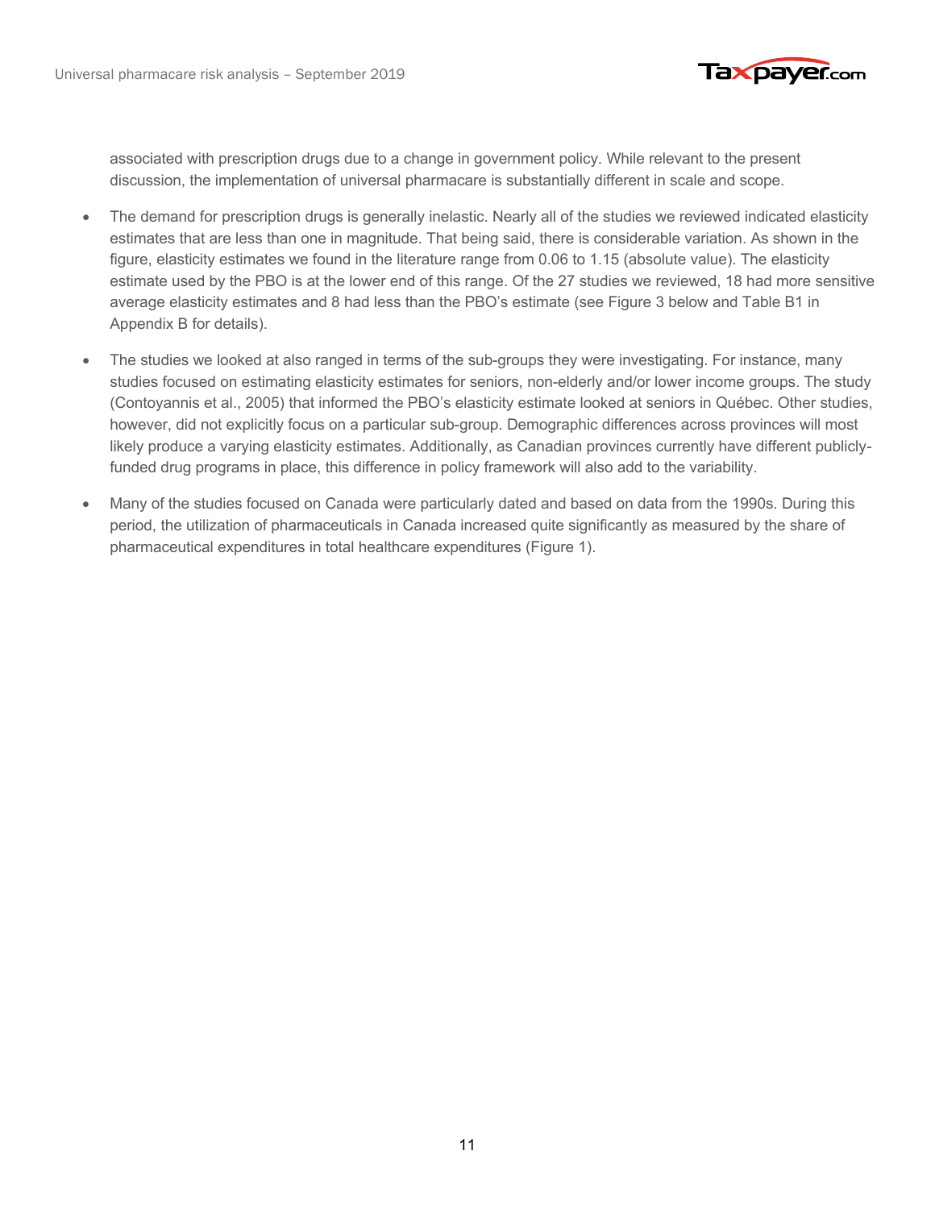associated with prescription drugs due to a change in government policy. While relevant to the present discussion, the implementation of universal pharmacare is substantially different in scale and scope.

- The demand for prescription drugs is generally inelastic. Nearly all of the studies we reviewed indicated elasticity estimates that are less than one in magnitude. That being said, there is considerable variation. As shown in the figure, elasticity estimates we found in the literature range from 0.06 to 1.15 (absolute value). The elasticity estimate used by the PBO is at the lower end of this range. Of the 27 studies we reviewed, 18 had more sensitive average elasticity estimates and 8 had less than the PBO's estimate (see Figure 3 below and Table B1 in Appendix B for details).
- The studies we looked at also ranged in terms of the sub-groups they were investigating. For instance, many studies focused on estimating elasticity estimates for seniors, non-elderly and/or lower income groups. The study (Contoyannis et al., 2005) that informed the PBO's elasticity estimate looked at seniors in Québec. Other studies, however, did not explicitly focus on a particular sub-group. Demographic differences across provinces will most likely produce a varying elasticity estimates. Additionally, as Canadian provinces currently have different publicly-funded drug programs in place, this difference in policy framework will also add to the variability.
- Many of the studies focused on Canada were particularly dated and based on data from the 1990s. During this period, the utilization of pharmaceuticals in Canada increased quite significantly as measured by the share of pharmaceutical expenditures in total healthcare expenditures (Figure 1).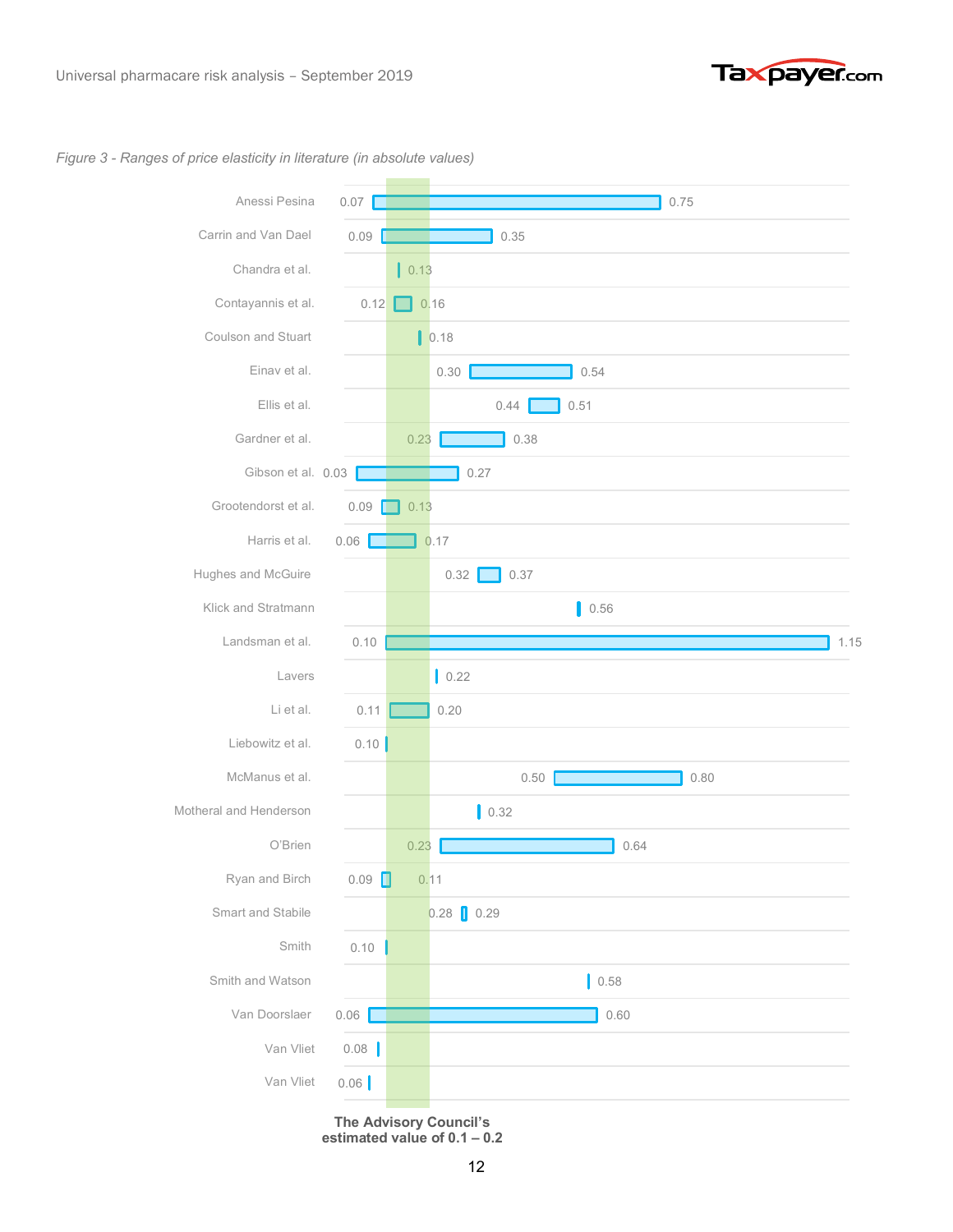*Figure 3 - Ranges of price elasticity in literature (in absolute values)*

| Study | Low | High |
|---|---|---|
| Anessi Pesina | 0.07 | 0.75 |
| Carrin and Van Dael | 0.09 | 0.35 |
| Chandra et al. | 0.13 | |
| Contayannis et al. | 0.12 | 0.16 |
| Coulson and Stuart | 0.18 | |
| Einav et al. | 0.30 | 0.54 |
| Ellis et al. | 0.44 | 0.51 |
| Gardner et al. | 0.23 | 0.38 |
| Gibson et al. | 0.03 | 0.27 |
| Grootendorst et al. | 0.09 | 0.13 |
| Harris et al. | 0.06 | 0.17 |
| Hughes and McGuire | 0.32 | 0.37 |
| Klick and Stratmann | 0.56 | |
| Landsman et al. | 0.10 | 1.15 |
| Lavers | 0.22 | |
| Li et al. | 0.11 | 0.20 |
| Liebowitz et al. | 0.10 | |
| McManus et al. | 0.50 | 0.80 |
| Motheral and Henderson | 0.32 | |
| O'Brien | 0.23 | 0.64 |
| Ryan and Birch | 0.09 | 0.11 |
| Smart and Stabile | 0.28 | 0.29 |
| Smith | 0.10 | |
| Smith and Watson | 0.58 | |
| Van Doorslaer | 0.06 | 0.60 |
| Van Vliet | 0.08 | |
| Van Vliet | 0.06 | |

**The Advisory Council's estimated value of 0.1 – 0.2**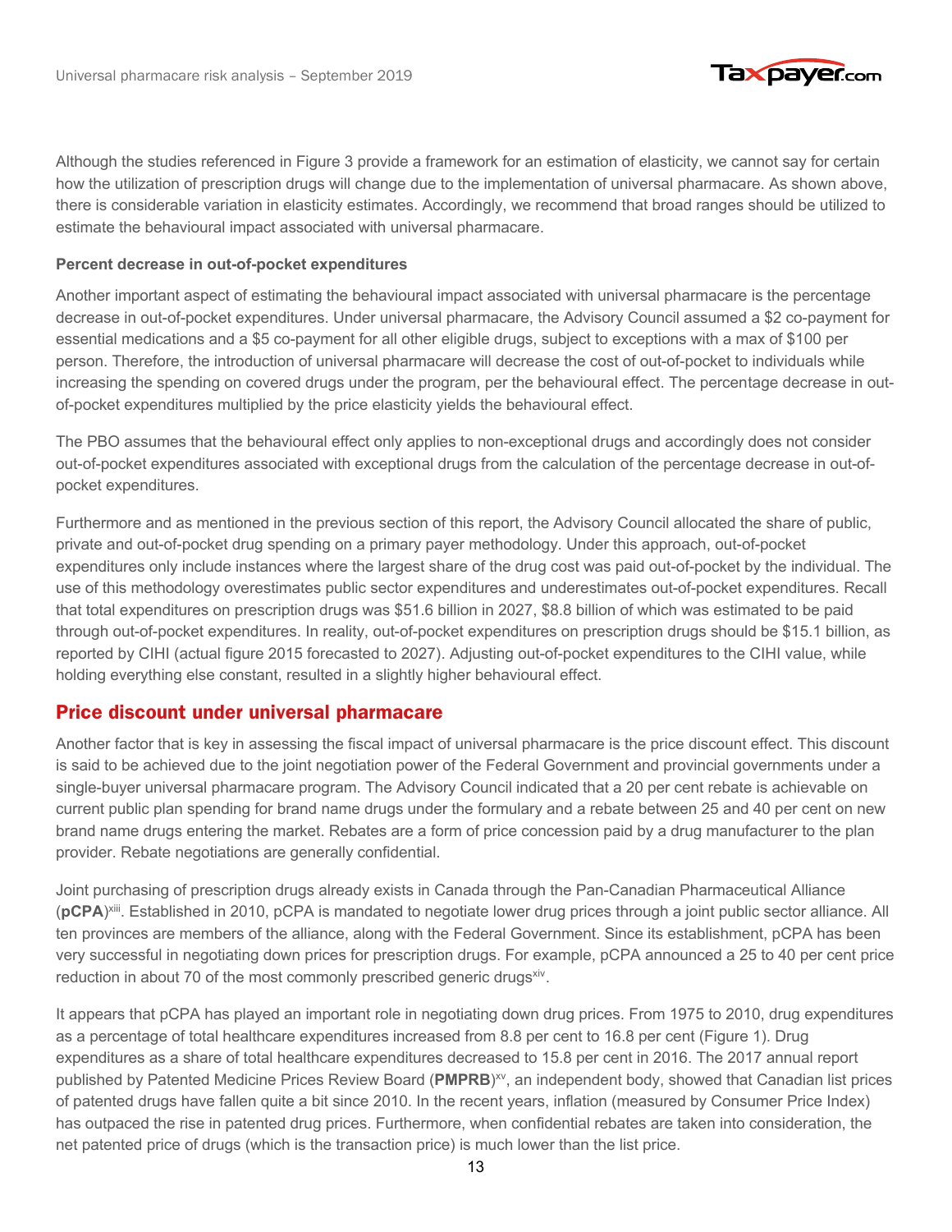Although the studies referenced in Figure 3 provide a framework for an estimation of elasticity, we cannot say for certain how the utilization of prescription drugs will change due to the implementation of universal pharmacare. As shown above, there is considerable variation in elasticity estimates. Accordingly, we recommend that broad ranges should be utilized to estimate the behavioural impact associated with universal pharmacare.

**Percent decrease in out-of-pocket expenditures**

Another important aspect of estimating the behavioural impact associated with universal pharmacare is the percentage decrease in out-of-pocket expenditures. Under universal pharmacare, the Advisory Council assumed a $2 co-payment for essential medications and a $5 co-payment for all other eligible drugs, subject to exceptions with a max of $100 per person. Therefore, the introduction of universal pharmacare will decrease the cost of out-of-pocket to individuals while increasing the spending on covered drugs under the program, per the behavioural effect. The percentage decrease in out-of-pocket expenditures multiplied by the price elasticity yields the behavioural effect.

The PBO assumes that the behavioural effect only applies to non-exceptional drugs and accordingly does not consider out-of-pocket expenditures associated with exceptional drugs from the calculation of the percentage decrease in out-of-pocket expenditures.

Furthermore and as mentioned in the previous section of this report, the Advisory Council allocated the share of public, private and out-of-pocket drug spending on a primary payer methodology. Under this approach, out-of-pocket expenditures only include instances where the largest share of the drug cost was paid out-of-pocket by the individual. The use of this methodology overestimates public sector expenditures and underestimates out-of-pocket expenditures. Recall that total expenditures on prescription drugs was $51.6 billion in 2027, $8.8 billion of which was estimated to be paid through out-of-pocket expenditures. In reality, out-of-pocket expenditures on prescription drugs should be $15.1 billion, as reported by CIHI (actual figure 2015 forecasted to 2027). Adjusting out-of-pocket expenditures to the CIHI value, while holding everything else constant, resulted in a slightly higher behavioural effect.

## Price discount under universal pharmacare

Another factor that is key in assessing the fiscal impact of universal pharmacare is the price discount effect. This discount is said to be achieved due to the joint negotiation power of the Federal Government and provincial governments under a single-buyer universal pharmacare program. The Advisory Council indicated that a 20 per cent rebate is achievable on current public plan spending for brand name drugs under the formulary and a rebate between 25 and 40 per cent on new brand name drugs entering the market. Rebates are a form of price concession paid by a drug manufacturer to the plan provider. Rebate negotiations are generally confidential.

Joint purchasing of prescription drugs already exists in Canada through the Pan-Canadian Pharmaceutical Alliance (**pCPA**)[xiii]. Established in 2010, pCPA is mandated to negotiate lower drug prices through a joint public sector alliance. All ten provinces are members of the alliance, along with the Federal Government. Since its establishment, pCPA has been very successful in negotiating down prices for prescription drugs. For example, pCPA announced a 25 to 40 per cent price reduction in about 70 of the most commonly prescribed generic drugs[xiv].

It appears that pCPA has played an important role in negotiating down drug prices. From 1975 to 2010, drug expenditures as a percentage of total healthcare expenditures increased from 8.8 per cent to 16.8 per cent (Figure 1). Drug expenditures as a share of total healthcare expenditures decreased to 15.8 per cent in 2016. The 2017 annual report published by Patented Medicine Prices Review Board (**PMPRB**)[xv], an independent body, showed that Canadian list prices of patented drugs have fallen quite a bit since 2010. In the recent years, inflation (measured by Consumer Price Index) has outpaced the rise in patented drug prices. Furthermore, when confidential rebates are taken into consideration, the net patented price of drugs (which is the transaction price) is much lower than the list price.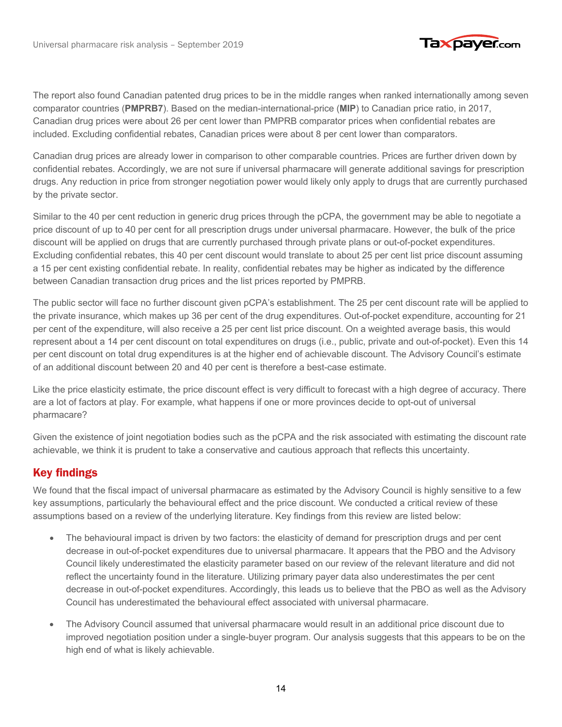The report also found Canadian patented drug prices to be in the middle ranges when ranked internationally among seven comparator countries (**PMPRB7**). Based on the median-international-price (**MIP**) to Canadian price ratio, in 2017, Canadian drug prices were about 26 per cent lower than PMPRB comparator prices when confidential rebates are included. Excluding confidential rebates, Canadian prices were about 8 per cent lower than comparators.

Canadian drug prices are already lower in comparison to other comparable countries. Prices are further driven down by confidential rebates. Accordingly, we are not sure if universal pharmacare will generate additional savings for prescription drugs. Any reduction in price from stronger negotiation power would likely only apply to drugs that are currently purchased by the private sector.

Similar to the 40 per cent reduction in generic drug prices through the pCPA, the government may be able to negotiate a price discount of up to 40 per cent for all prescription drugs under universal pharmacare. However, the bulk of the price discount will be applied on drugs that are currently purchased through private plans or out-of-pocket expenditures. Excluding confidential rebates, this 40 per cent discount would translate to about 25 per cent list price discount assuming a 15 per cent existing confidential rebate. In reality, confidential rebates may be higher as indicated by the difference between Canadian transaction drug prices and the list prices reported by PMPRB.

The public sector will face no further discount given pCPA's establishment. The 25 per cent discount rate will be applied to the private insurance, which makes up 36 per cent of the drug expenditures. Out-of-pocket expenditure, accounting for 21 per cent of the expenditure, will also receive a 25 per cent list price discount. On a weighted average basis, this would represent about a 14 per cent discount on total expenditures on drugs (i.e., public, private and out-of-pocket). Even this 14 per cent discount on total drug expenditures is at the higher end of achievable discount. The Advisory Council's estimate of an additional discount between 20 and 40 per cent is therefore a best-case estimate.

Like the price elasticity estimate, the price discount effect is very difficult to forecast with a high degree of accuracy. There are a lot of factors at play. For example, what happens if one or more provinces decide to opt-out of universal pharmacare?

Given the existence of joint negotiation bodies such as the pCPA and the risk associated with estimating the discount rate achievable, we think it is prudent to take a conservative and cautious approach that reflects this uncertainty.

## Key findings

We found that the fiscal impact of universal pharmacare as estimated by the Advisory Council is highly sensitive to a few key assumptions, particularly the behavioural effect and the price discount. We conducted a critical review of these assumptions based on a review of the underlying literature. Key findings from this review are listed below:

- The behavioural impact is driven by two factors: the elasticity of demand for prescription drugs and per cent decrease in out-of-pocket expenditures due to universal pharmacare. It appears that the PBO and the Advisory Council likely underestimated the elasticity parameter based on our review of the relevant literature and did not reflect the uncertainty found in the literature. Utilizing primary payer data also underestimates the per cent decrease in out-of-pocket expenditures. Accordingly, this leads us to believe that the PBO as well as the Advisory Council has underestimated the behavioural effect associated with universal pharmacare.
- The Advisory Council assumed that universal pharmacare would result in an additional price discount due to improved negotiation position under a single-buyer program. Our analysis suggests that this appears to be on the high end of what is likely achievable.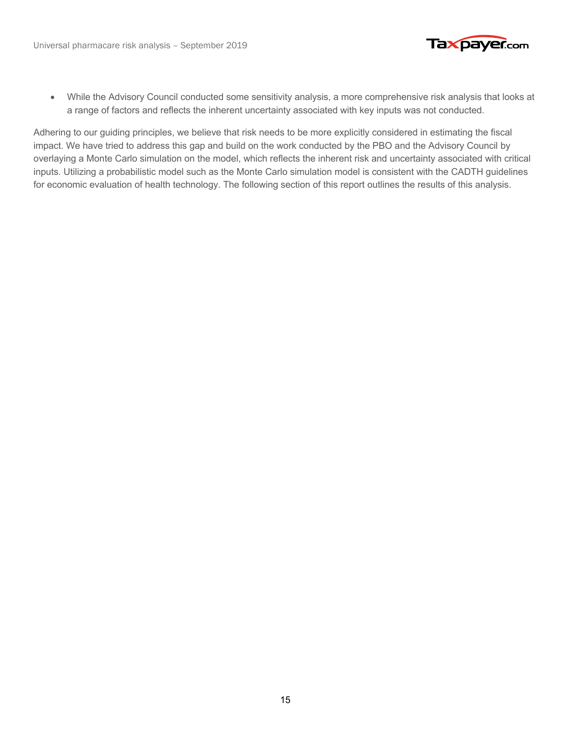- While the Advisory Council conducted some sensitivity analysis, a more comprehensive risk analysis that looks at a range of factors and reflects the inherent uncertainty associated with key inputs was not conducted.

Adhering to our guiding principles, we believe that risk needs to be more explicitly considered in estimating the fiscal impact. We have tried to address this gap and build on the work conducted by the PBO and the Advisory Council by overlaying a Monte Carlo simulation on the model, which reflects the inherent risk and uncertainty associated with critical inputs. Utilizing a probabilistic model such as the Monte Carlo simulation model is consistent with the CADTH guidelines for economic evaluation of health technology. The following section of this report outlines the results of this analysis.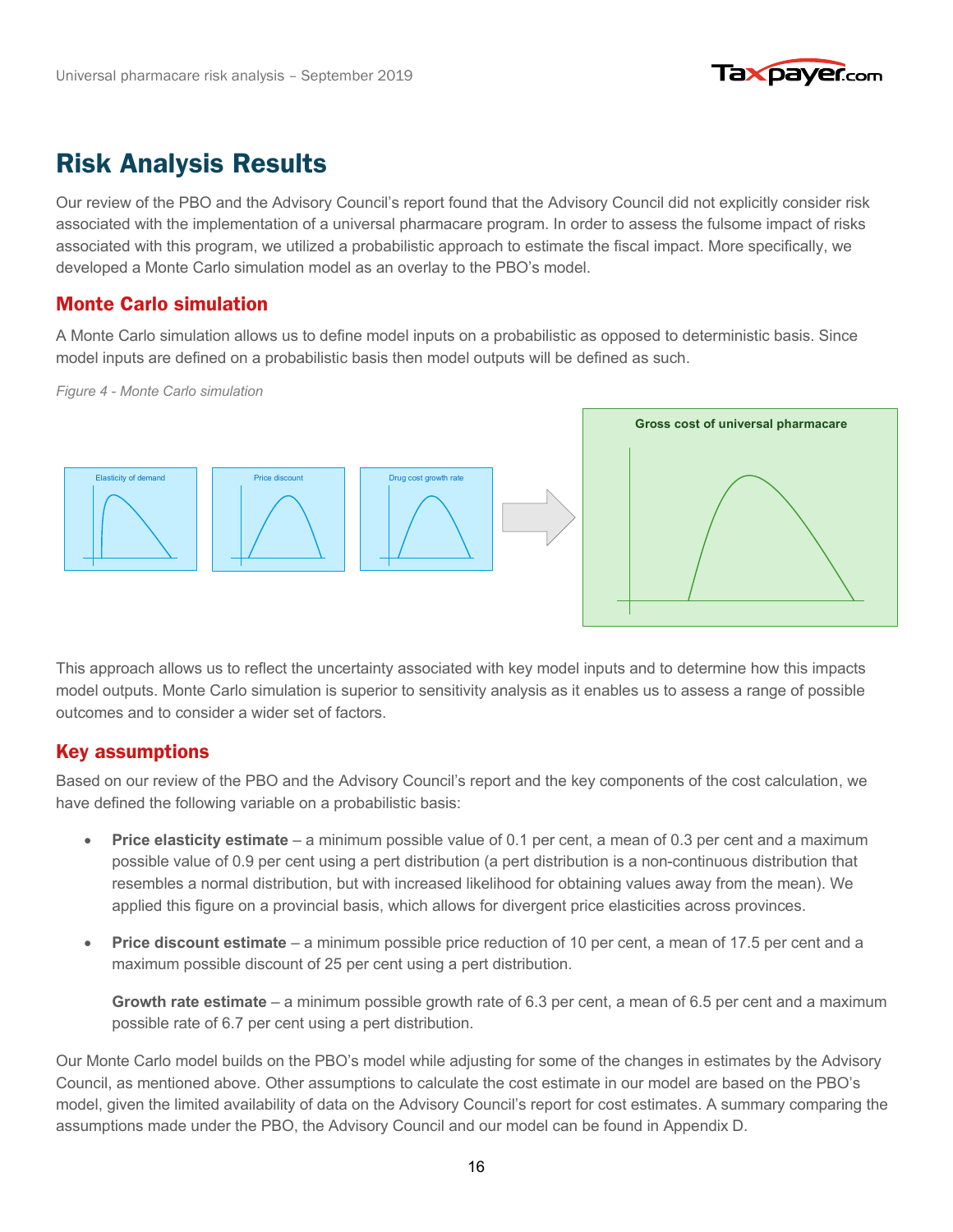# Risk Analysis Results

Our review of the PBO and the Advisory Council's report found that the Advisory Council did not explicitly consider risk associated with the implementation of a universal pharmacare program. In order to assess the fulsome impact of risks associated with this program, we utilized a probabilistic approach to estimate the fiscal impact. More specifically, we developed a Monte Carlo simulation model as an overlay to the PBO's model.

## Monte Carlo simulation

A Monte Carlo simulation allows us to define model inputs on a probabilistic as opposed to deterministic basis. Since model inputs are defined on a probabilistic basis then model outputs will be defined as such.

*Figure 4 - Monte Carlo simulation*

This approach allows us to reflect the uncertainty associated with key model inputs and to determine how this impacts model outputs. Monte Carlo simulation is superior to sensitivity analysis as it enables us to assess a range of possible outcomes and to consider a wider set of factors.

## Key assumptions

Based on our review of the PBO and the Advisory Council's report and the key components of the cost calculation, we have defined the following variable on a probabilistic basis:

- **Price elasticity estimate** – a minimum possible value of 0.1 per cent, a mean of 0.3 per cent and a maximum possible value of 0.9 per cent using a pert distribution (a pert distribution is a non-continuous distribution that resembles a normal distribution, but with increased likelihood for obtaining values away from the mean). We applied this figure on a provincial basis, which allows for divergent price elasticities across provinces.
- **Price discount estimate** – a minimum possible price reduction of 10 per cent, a mean of 17.5 per cent and a maximum possible discount of 25 per cent using a pert distribution.

  **Growth rate estimate** – a minimum possible growth rate of 6.3 per cent, a mean of 6.5 per cent and a maximum possible rate of 6.7 per cent using a pert distribution.

Our Monte Carlo model builds on the PBO's model while adjusting for some of the changes in estimates by the Advisory Council, as mentioned above. Other assumptions to calculate the cost estimate in our model are based on the PBO's model, given the limited availability of data on the Advisory Council's report for cost estimates. A summary comparing the assumptions made under the PBO, the Advisory Council and our model can be found in Appendix D.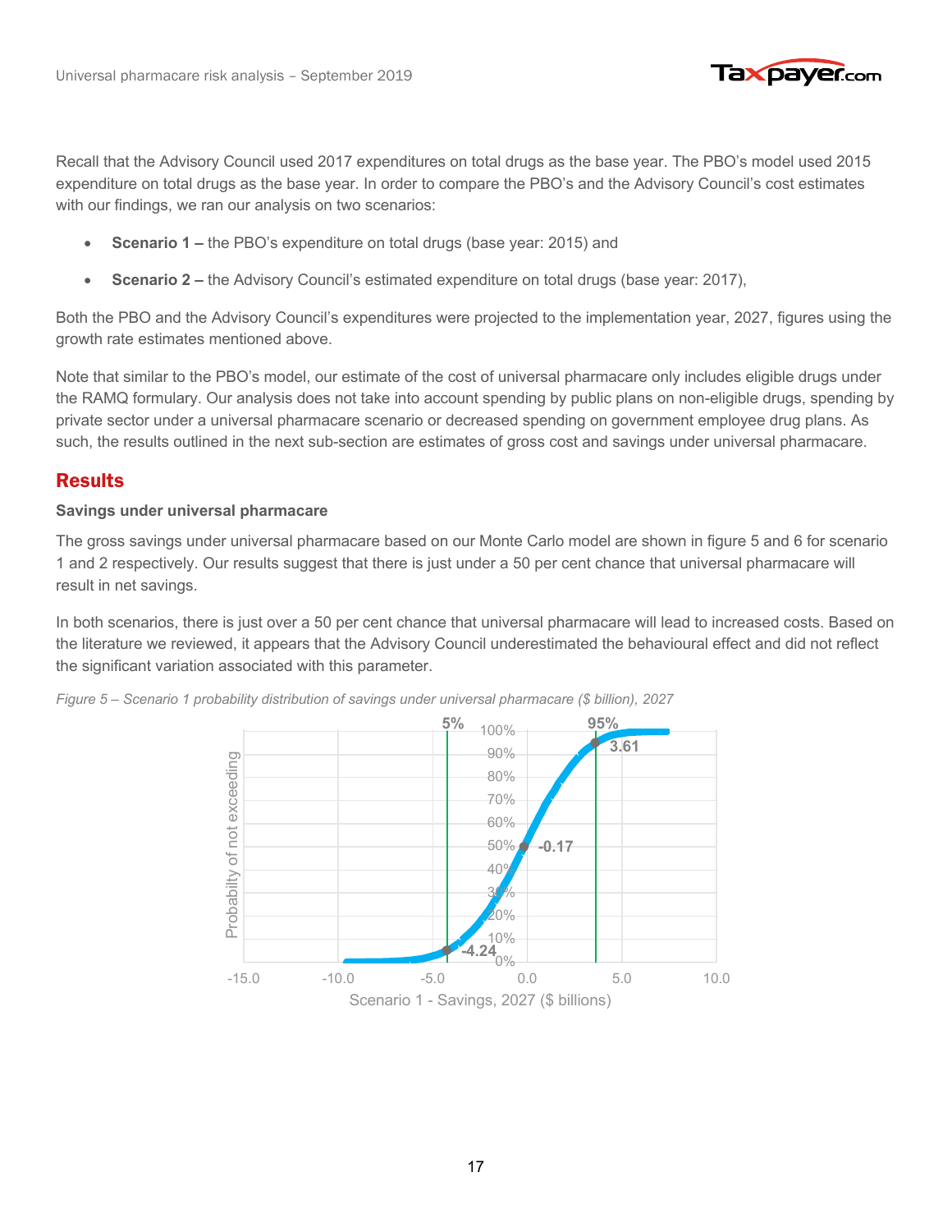Recall that the Advisory Council used 2017 expenditures on total drugs as the base year. The PBO's model used 2015 expenditure on total drugs as the base year. In order to compare the PBO's and the Advisory Council's cost estimates with our findings, we ran our analysis on two scenarios:

- **Scenario 1 –** the PBO's expenditure on total drugs (base year: 2015) and
- **Scenario 2 –** the Advisory Council's estimated expenditure on total drugs (base year: 2017),

Both the PBO and the Advisory Council's expenditures were projected to the implementation year, 2027, figures using the growth rate estimates mentioned above.

Note that similar to the PBO's model, our estimate of the cost of universal pharmacare only includes eligible drugs under the RAMQ formulary. Our analysis does not take into account spending by public plans on non-eligible drugs, spending by private sector under a universal pharmacare scenario or decreased spending on government employee drug plans. As such, the results outlined in the next sub-section are estimates of gross cost and savings under universal pharmacare.

## Results

**Savings under universal pharmacare**

The gross savings under universal pharmacare based on our Monte Carlo model are shown in figure 5 and 6 for scenario 1 and 2 respectively. Our results suggest that there is just under a 50 per cent chance that universal pharmacare will result in net savings.

In both scenarios, there is just over a 50 per cent chance that universal pharmacare will lead to increased costs. Based on the literature we reviewed, it appears that the Advisory Council underestimated the behavioural effect and did not reflect the significant variation associated with this parameter.

*Figure 5 – Scenario 1 probability distribution of savings under universal pharmacare ($ billion), 2027*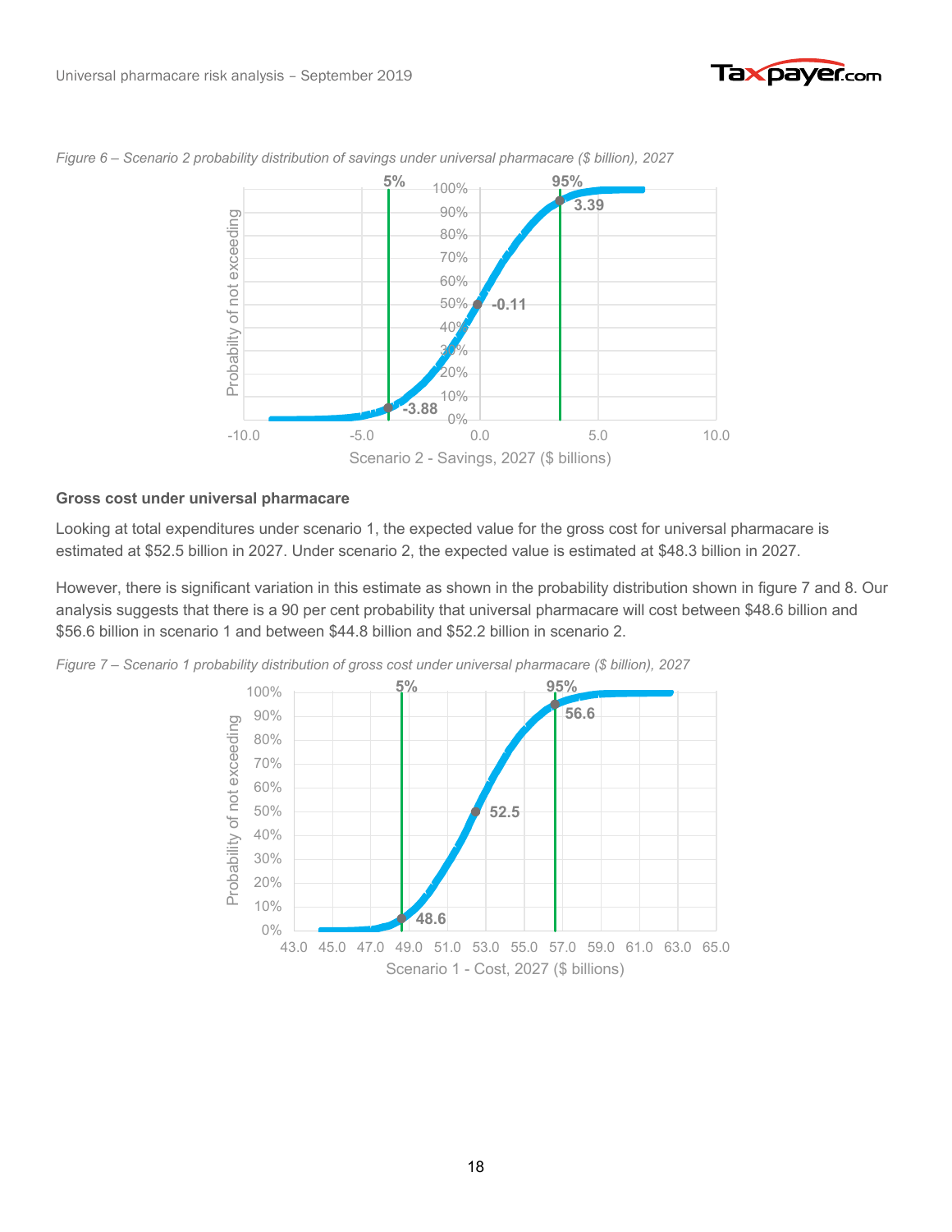*Figure 6 – Scenario 2 probability distribution of savings under universal pharmacare ($ billion), 2027*

**Gross cost under universal pharmacare**

Looking at total expenditures under scenario 1, the expected value for the gross cost for universal pharmacare is estimated at $52.5 billion in 2027. Under scenario 2, the expected value is estimated at $48.3 billion in 2027.

However, there is significant variation in this estimate as shown in the probability distribution shown in figure 7 and 8. Our analysis suggests that there is a 90 per cent probability that universal pharmacare will cost between $48.6 billion and $56.6 billion in scenario 1 and between $44.8 billion and $52.2 billion in scenario 2.

*Figure 7 – Scenario 1 probability distribution of gross cost under universal pharmacare ($ billion), 2027*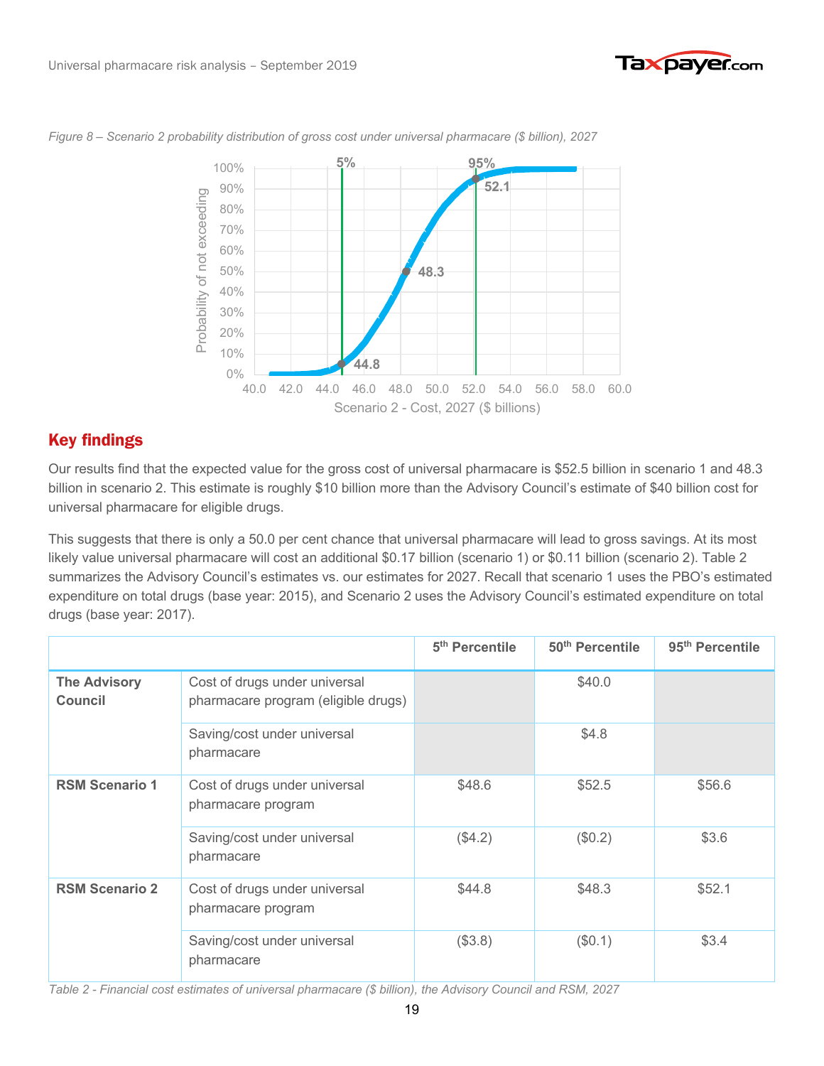*Figure 8 – Scenario 2 probability distribution of gross cost under universal pharmacare ($ billion), 2027*

## Key findings

Our results find that the expected value for the gross cost of universal pharmacare is $52.5 billion in scenario 1 and 48.3 billion in scenario 2. This estimate is roughly $10 billion more than the Advisory Council's estimate of $40 billion cost for universal pharmacare for eligible drugs.

This suggests that there is only a 50.0 per cent chance that universal pharmacare will lead to gross savings. At its most likely value universal pharmacare will cost an additional $0.17 billion (scenario 1) or $0.11 billion (scenario 2). Table 2 summarizes the Advisory Council's estimates vs. our estimates for 2027. Recall that scenario 1 uses the PBO's estimated expenditure on total drugs (base year: 2015), and Scenario 2 uses the Advisory Council's estimated expenditure on total drugs (base year: 2017).

| | | 5th Percentile | 50th Percentile | 95th Percentile |
|---|---|---|---|---|
| **The Advisory Council** | Cost of drugs under universal pharmacare program (eligible drugs) | | $40.0 | |
| | Saving/cost under universal pharmacare | | $4.8 | |
| **RSM Scenario 1** | Cost of drugs under universal pharmacare program | $48.6 | $52.5 | $56.6 |
| | Saving/cost under universal pharmacare | ($4.2) | ($0.2) | $3.6 |
| **RSM Scenario 2** | Cost of drugs under universal pharmacare program | $44.8 | $48.3 | $52.1 |
| | Saving/cost under universal pharmacare | ($3.8) | ($0.1) | $3.4 |

*Table 2 - Financial cost estimates of universal pharmacare ($ billion), the Advisory Council and RSM, 2027*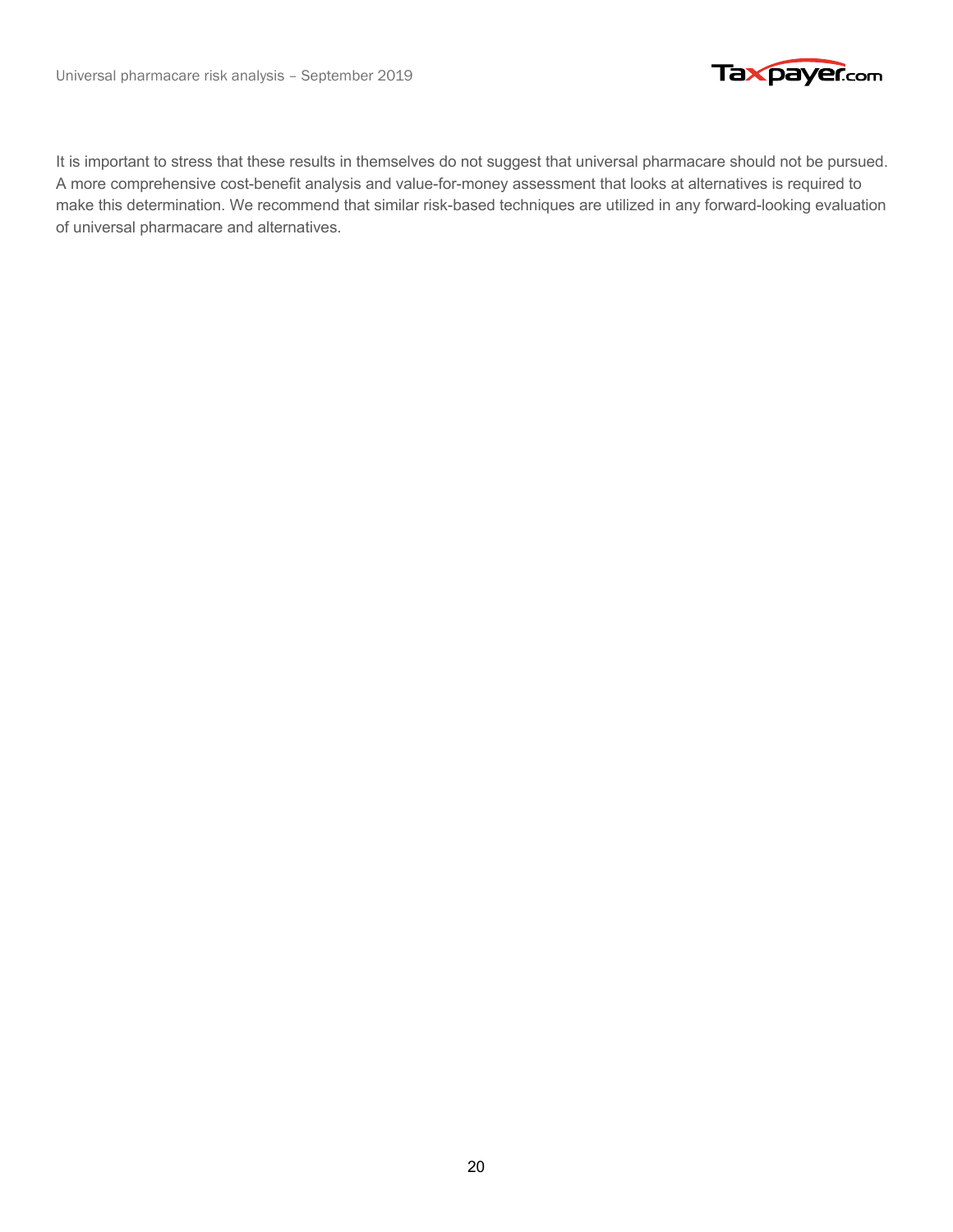It is important to stress that these results in themselves do not suggest that universal pharmacare should not be pursued. A more comprehensive cost-benefit analysis and value-for-money assessment that looks at alternatives is required to make this determination. We recommend that similar risk-based techniques are utilized in any forward-looking evaluation of universal pharmacare and alternatives.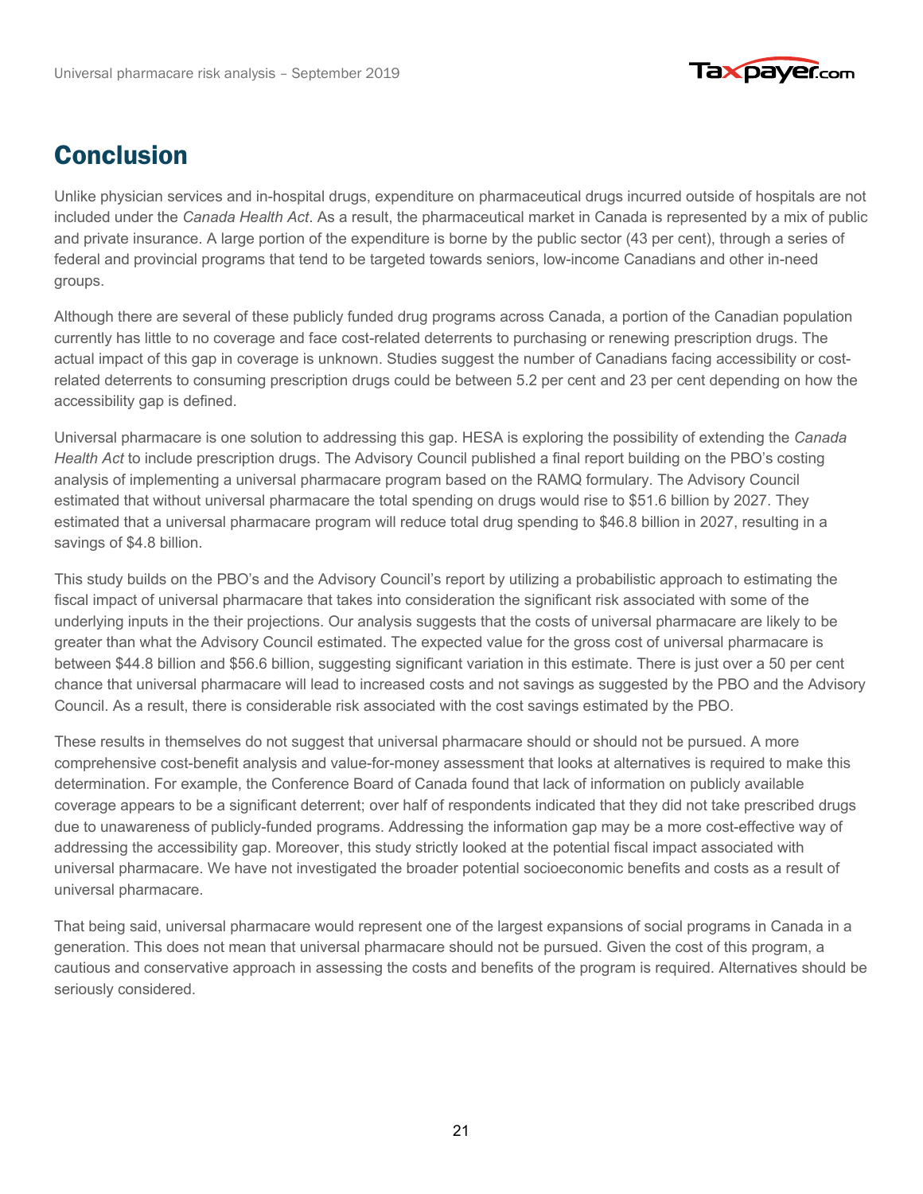# Conclusion

Unlike physician services and in-hospital drugs, expenditure on pharmaceutical drugs incurred outside of hospitals are not included under the *Canada Health Act*. As a result, the pharmaceutical market in Canada is represented by a mix of public and private insurance. A large portion of the expenditure is borne by the public sector (43 per cent), through a series of federal and provincial programs that tend to be targeted towards seniors, low-income Canadians and other in-need groups.

Although there are several of these publicly funded drug programs across Canada, a portion of the Canadian population currently has little to no coverage and face cost-related deterrents to purchasing or renewing prescription drugs. The actual impact of this gap in coverage is unknown. Studies suggest the number of Canadians facing accessibility or cost-related deterrents to consuming prescription drugs could be between 5.2 per cent and 23 per cent depending on how the accessibility gap is defined.

Universal pharmacare is one solution to addressing this gap. HESA is exploring the possibility of extending the *Canada Health Act* to include prescription drugs. The Advisory Council published a final report building on the PBO's costing analysis of implementing a universal pharmacare program based on the RAMQ formulary. The Advisory Council estimated that without universal pharmacare the total spending on drugs would rise to $51.6 billion by 2027. They estimated that a universal pharmacare program will reduce total drug spending to $46.8 billion in 2027, resulting in a savings of $4.8 billion.

This study builds on the PBO's and the Advisory Council's report by utilizing a probabilistic approach to estimating the fiscal impact of universal pharmacare that takes into consideration the significant risk associated with some of the underlying inputs in the their projections. Our analysis suggests that the costs of universal pharmacare are likely to be greater than what the Advisory Council estimated. The expected value for the gross cost of universal pharmacare is between $44.8 billion and $56.6 billion, suggesting significant variation in this estimate. There is just over a 50 per cent chance that universal pharmacare will lead to increased costs and not savings as suggested by the PBO and the Advisory Council. As a result, there is considerable risk associated with the cost savings estimated by the PBO.

These results in themselves do not suggest that universal pharmacare should or should not be pursued. A more comprehensive cost-benefit analysis and value-for-money assessment that looks at alternatives is required to make this determination. For example, the Conference Board of Canada found that lack of information on publicly available coverage appears to be a significant deterrent; over half of respondents indicated that they did not take prescribed drugs due to unawareness of publicly-funded programs. Addressing the information gap may be a more cost-effective way of addressing the accessibility gap. Moreover, this study strictly looked at the potential fiscal impact associated with universal pharmacare. We have not investigated the broader potential socioeconomic benefits and costs as a result of universal pharmacare.

That being said, universal pharmacare would represent one of the largest expansions of social programs in Canada in a generation. This does not mean that universal pharmacare should not be pursued. Given the cost of this program, a cautious and conservative approach in assessing the costs and benefits of the program is required. Alternatives should be seriously considered.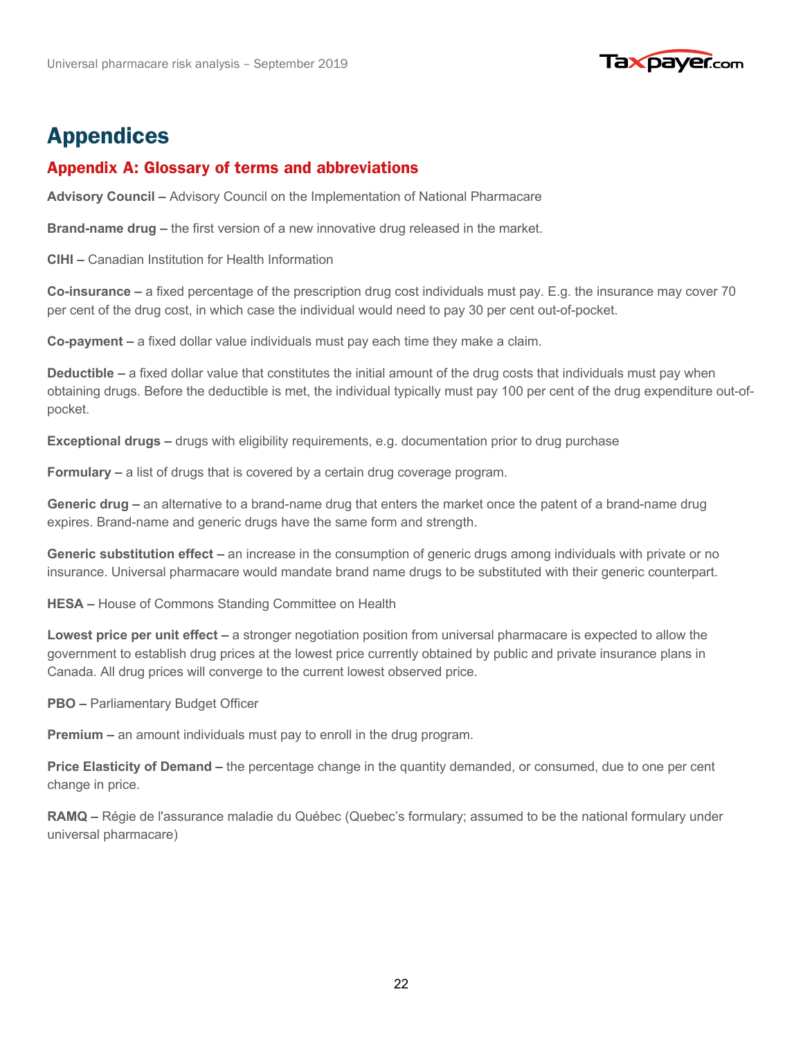# Appendices

## Appendix A: Glossary of terms and abbreviations

**Advisory Council –** Advisory Council on the Implementation of National Pharmacare

**Brand-name drug –** the first version of a new innovative drug released in the market.

**CIHI –** Canadian Institution for Health Information

**Co-insurance –** a fixed percentage of the prescription drug cost individuals must pay. E.g. the insurance may cover 70 per cent of the drug cost, in which case the individual would need to pay 30 per cent out-of-pocket.

**Co-payment –** a fixed dollar value individuals must pay each time they make a claim.

**Deductible –** a fixed dollar value that constitutes the initial amount of the drug costs that individuals must pay when obtaining drugs. Before the deductible is met, the individual typically must pay 100 per cent of the drug expenditure out-of-pocket.

**Exceptional drugs –** drugs with eligibility requirements, e.g. documentation prior to drug purchase

**Formulary –** a list of drugs that is covered by a certain drug coverage program.

**Generic drug –** an alternative to a brand-name drug that enters the market once the patent of a brand-name drug expires. Brand-name and generic drugs have the same form and strength.

**Generic substitution effect –** an increase in the consumption of generic drugs among individuals with private or no insurance. Universal pharmacare would mandate brand name drugs to be substituted with their generic counterpart.

**HESA –** House of Commons Standing Committee on Health

**Lowest price per unit effect –** a stronger negotiation position from universal pharmacare is expected to allow the government to establish drug prices at the lowest price currently obtained by public and private insurance plans in Canada. All drug prices will converge to the current lowest observed price.

**PBO –** Parliamentary Budget Officer

**Premium –** an amount individuals must pay to enroll in the drug program.

**Price Elasticity of Demand –** the percentage change in the quantity demanded, or consumed, due to one per cent change in price.

**RAMQ –** Régie de l'assurance maladie du Québec (Quebec's formulary; assumed to be the national formulary under universal pharmacare)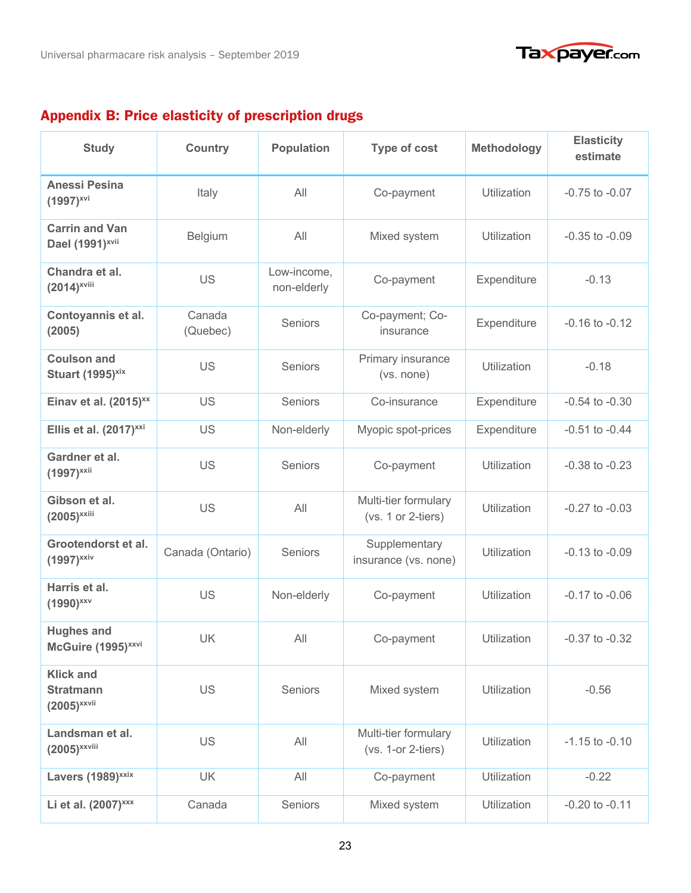## Appendix B: Price elasticity of prescription drugs

| Study | Country | Population | Type of cost | Methodology | Elasticity estimate |
|---|---|---|---|---|---|
| **Anessi Pesina (1997)[xvi]** | Italy | All | Co-payment | Utilization | -0.75 to -0.07 |
| **Carrin and Van Dael (1991)[xvii]** | Belgium | All | Mixed system | Utilization | -0.35 to -0.09 |
| **Chandra et al. (2014)[xviii]** | US | Low-income, non-elderly | Co-payment | Expenditure | -0.13 |
| **Contoyannis et al. (2005)** | Canada (Quebec) | Seniors | Co-payment; Co-insurance | Expenditure | -0.16 to -0.12 |
| **Coulson and Stuart (1995)[xix]** | US | Seniors | Primary insurance (vs. none) | Utilization | -0.18 |
| **Einav et al. (2015)[xx]** | US | Seniors | Co-insurance | Expenditure | -0.54 to -0.30 |
| **Ellis et al. (2017)[xxi]** | US | Non-elderly | Myopic spot-prices | Expenditure | -0.51 to -0.44 |
| **Gardner et al. (1997)[xxii]** | US | Seniors | Co-payment | Utilization | -0.38 to -0.23 |
| **Gibson et al. (2005)[xxiii]** | US | All | Multi-tier formulary (vs. 1 or 2-tiers) | Utilization | -0.27 to -0.03 |
| **Grootendorst et al. (1997)[xxiv]** | Canada (Ontario) | Seniors | Supplementary insurance (vs. none) | Utilization | -0.13 to -0.09 |
| **Harris et al. (1990)[xxv]** | US | Non-elderly | Co-payment | Utilization | -0.17 to -0.06 |
| **Hughes and McGuire (1995)[xxvi]** | UK | All | Co-payment | Utilization | -0.37 to -0.32 |
| **Klick and Stratmann (2005)[xxvii]** | US | Seniors | Mixed system | Utilization | -0.56 |
| **Landsman et al. (2005)[xxviii]** | US | All | Multi-tier formulary (vs. 1-or 2-tiers) | Utilization | -1.15 to -0.10 |
| **Lavers (1989)[xxix]** | UK | All | Co-payment | Utilization | -0.22 |
| **Li et al. (2007)[xxx]** | Canada | Seniors | Mixed system | Utilization | -0.20 to -0.11 |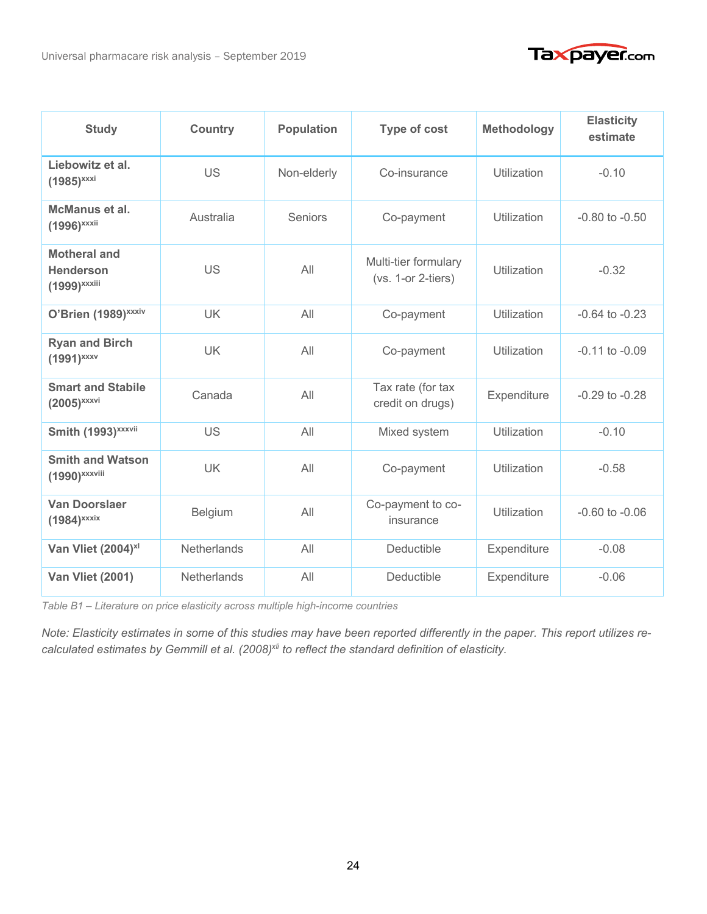| Study | Country | Population | Type of cost | Methodology | Elasticity estimate |
| --- | --- | --- | --- | --- | --- |
| **Liebowitz et al. (1985)**[xxxi] | US | Non-elderly | Co-insurance | Utilization | -0.10 |
| **McManus et al. (1996)**[xxxii] | Australia | Seniors | Co-payment | Utilization | -0.80 to -0.50 |
| **Motheral and Henderson (1999)**[xxxiii] | US | All | Multi-tier formulary (vs. 1-or 2-tiers) | Utilization | -0.32 |
| **O'Brien (1989)**[xxxiv] | UK | All | Co-payment | Utilization | -0.64 to -0.23 |
| **Ryan and Birch (1991)**[xxxv] | UK | All | Co-payment | Utilization | -0.11 to -0.09 |
| **Smart and Stabile (2005)**[xxxvi] | Canada | All | Tax rate (for tax credit on drugs) | Expenditure | -0.29 to -0.28 |
| **Smith (1993)**[xxxvii] | US | All | Mixed system | Utilization | -0.10 |
| **Smith and Watson (1990)**[xxxviii] | UK | All | Co-payment | Utilization | -0.58 |
| **Van Doorslaer (1984)**[xxxix] | Belgium | All | Co-payment to co-insurance | Utilization | -0.60 to -0.06 |
| **Van Vliet (2004)**[xl] | Netherlands | All | Deductible | Expenditure | -0.08 |
| **Van Vliet (2001)** | Netherlands | All | Deductible | Expenditure | -0.06 |

*Table B1 – Literature on price elasticity across multiple high-income countries*

*Note: Elasticity estimates in some of this studies may have been reported differently in the paper. This report utilizes re-calculated estimates by Gemmill et al. (2008)[xli] to reflect the standard definition of elasticity.*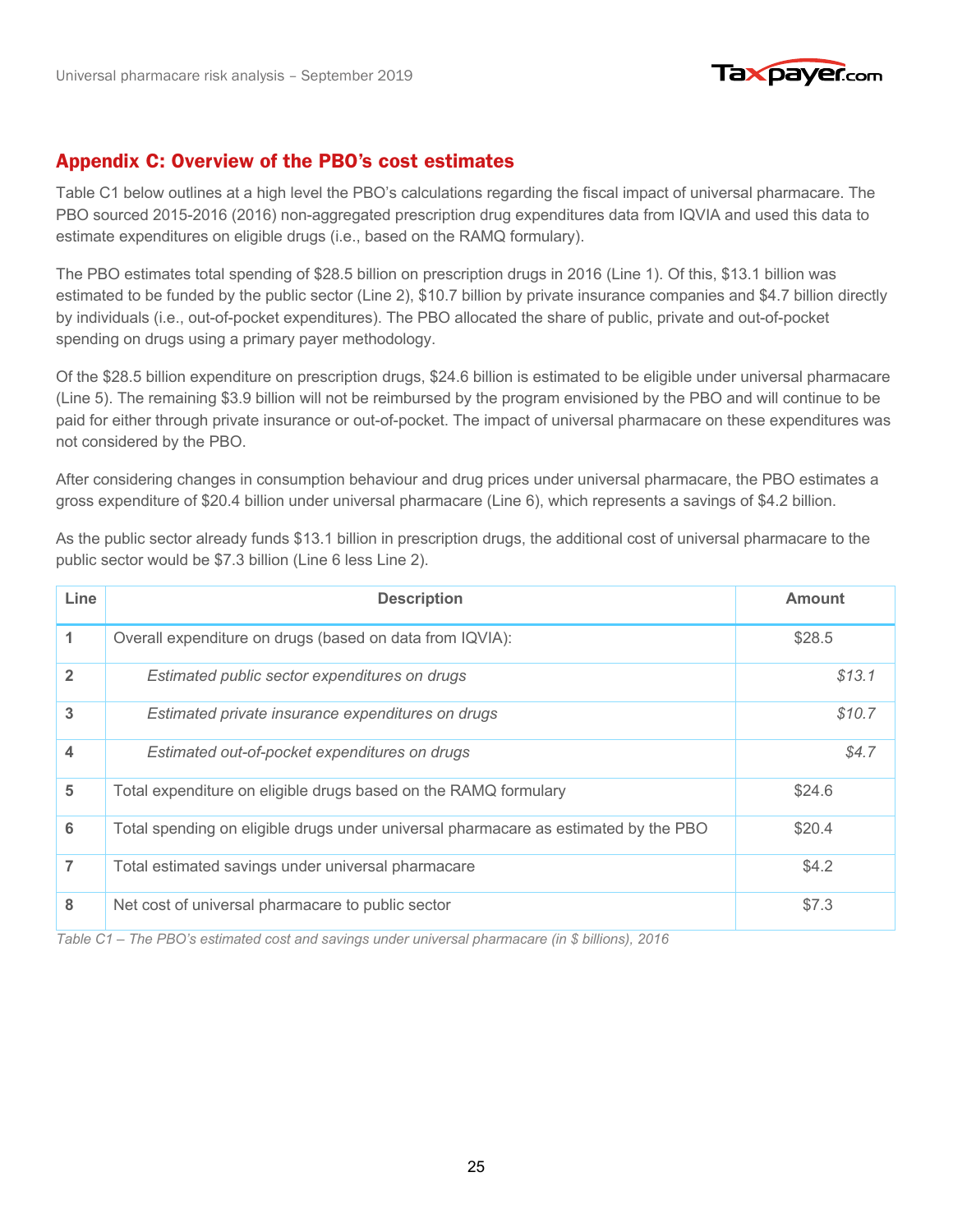## Appendix C: Overview of the PBO's cost estimates

Table C1 below outlines at a high level the PBO's calculations regarding the fiscal impact of universal pharmacare. The PBO sourced 2015-2016 (2016) non-aggregated prescription drug expenditures data from IQVIA and used this data to estimate expenditures on eligible drugs (i.e., based on the RAMQ formulary).

The PBO estimates total spending of $28.5 billion on prescription drugs in 2016 (Line 1). Of this, $13.1 billion was estimated to be funded by the public sector (Line 2), $10.7 billion by private insurance companies and $4.7 billion directly by individuals (i.e., out-of-pocket expenditures). The PBO allocated the share of public, private and out-of-pocket spending on drugs using a primary payer methodology.

Of the $28.5 billion expenditure on prescription drugs, $24.6 billion is estimated to be eligible under universal pharmacare (Line 5). The remaining $3.9 billion will not be reimbursed by the program envisioned by the PBO and will continue to be paid for either through private insurance or out-of-pocket. The impact of universal pharmacare on these expenditures was not considered by the PBO.

After considering changes in consumption behaviour and drug prices under universal pharmacare, the PBO estimates a gross expenditure of $20.4 billion under universal pharmacare (Line 6), which represents a savings of $4.2 billion.

As the public sector already funds $13.1 billion in prescription drugs, the additional cost of universal pharmacare to the public sector would be $7.3 billion (Line 6 less Line 2).

| Line | Description | Amount |
|---|---|---|
| 1 | Overall expenditure on drugs (based on data from IQVIA): | $28.5 |
| 2 | *Estimated public sector expenditures on drugs* | *$13.1* |
| 3 | *Estimated private insurance expenditures on drugs* | *$10.7* |
| 4 | *Estimated out-of-pocket expenditures on drugs* | *$4.7* |
| 5 | Total expenditure on eligible drugs based on the RAMQ formulary | $24.6 |
| 6 | Total spending on eligible drugs under universal pharmacare as estimated by the PBO | $20.4 |
| 7 | Total estimated savings under universal pharmacare | $4.2 |
| 8 | Net cost of universal pharmacare to public sector | $7.3 |

*Table C1 – The PBO's estimated cost and savings under universal pharmacare (in $ billions), 2016*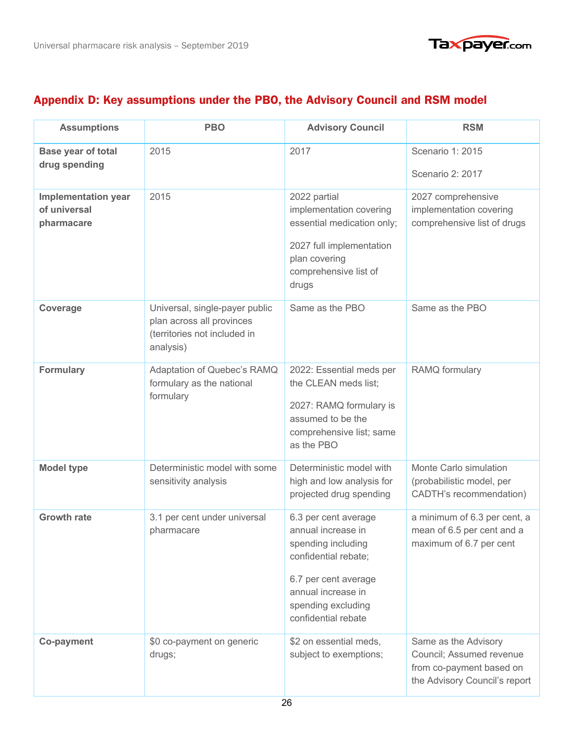## Appendix D: Key assumptions under the PBO, the Advisory Council and RSM model

| Assumptions | PBO | Advisory Council | RSM |
|---|---|---|---|
| **Base year of total drug spending** | 2015 | 2017 | Scenario 1: 2015<br><br>Scenario 2: 2017 |
| **Implementation year of universal pharmacare** | 2015 | 2022 partial implementation covering essential medication only;<br><br>2027 full implementation plan covering comprehensive list of drugs | 2027 comprehensive implementation covering comprehensive list of drugs |
| **Coverage** | Universal, single-payer public plan across all provinces (territories not included in analysis) | Same as the PBO | Same as the PBO |
| **Formulary** | Adaptation of Quebec's RAMQ formulary as the national formulary | 2022: Essential meds per the CLEAN meds list;<br><br>2027: RAMQ formulary is assumed to be the comprehensive list; same as the PBO | RAMQ formulary |
| **Model type** | Deterministic model with some sensitivity analysis | Deterministic model with high and low analysis for projected drug spending | Monte Carlo simulation (probabilistic model, per CADTH's recommendation) |
| **Growth rate** | 3.1 per cent under universal pharmacare | 6.3 per cent average annual increase in spending including confidential rebate;<br><br>6.7 per cent average annual increase in spending excluding confidential rebate | a minimum of 6.3 per cent, a mean of 6.5 per cent and a maximum of 6.7 per cent |
| **Co-payment** | $0 co-payment on generic drugs; | $2 on essential meds, subject to exemptions; | Same as the Advisory Council; Assumed revenue from co-payment based on the Advisory Council's report |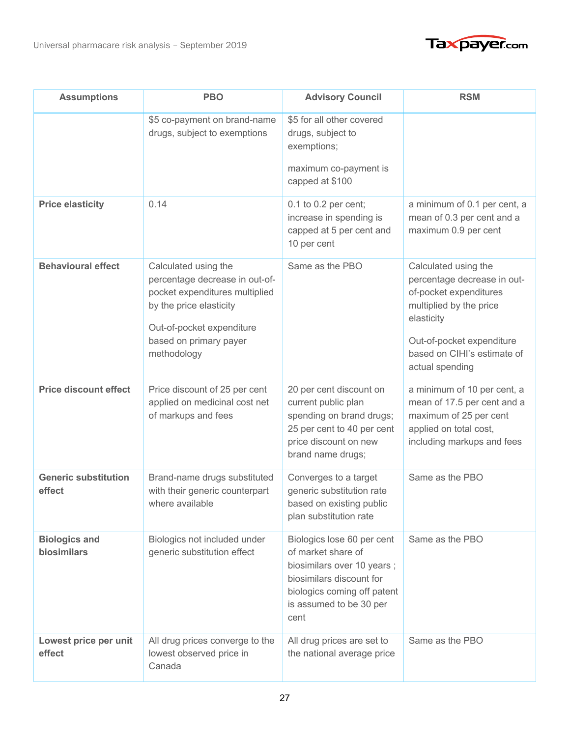| Assumptions | PBO | Advisory Council | RSM |
| --- | --- | --- | --- |
| | $5 co-payment on brand-name drugs, subject to exemptions | $5 for all other covered drugs, subject to exemptions; maximum co-payment is capped at $100 | |
| **Price elasticity** | 0.14 | 0.1 to 0.2 per cent; increase in spending is capped at 5 per cent and 10 per cent | a minimum of 0.1 per cent, a mean of 0.3 per cent and a maximum 0.9 per cent |
| **Behavioural effect** | Calculated using the percentage decrease in out-of-pocket expenditures multiplied by the price elasticity<br><br>Out-of-pocket expenditure based on primary payer methodology | Same as the PBO | Calculated using the percentage decrease in out-of-pocket expenditures multiplied by the price elasticity<br><br>Out-of-pocket expenditure based on CIHI's estimate of actual spending |
| **Price discount effect** | Price discount of 25 per cent applied on medicinal cost net of markups and fees | 20 per cent discount on current public plan spending on brand drugs; 25 per cent to 40 per cent price discount on new brand name drugs; | a minimum of 10 per cent, a mean of 17.5 per cent and a maximum of 25 per cent applied on total cost, including markups and fees |
| **Generic substitution effect** | Brand-name drugs substituted with their generic counterpart where available | Converges to a target generic substitution rate based on existing public plan substitution rate | Same as the PBO |
| **Biologics and biosimilars** | Biologics not included under generic substitution effect | Biologics lose 60 per cent of market share of biosimilars over 10 years ; biosimilars discount for biologics coming off patent is assumed to be 30 per cent | Same as the PBO |
| **Lowest price per unit effect** | All drug prices converge to the lowest observed price in Canada | All drug prices are set to the national average price | Same as the PBO |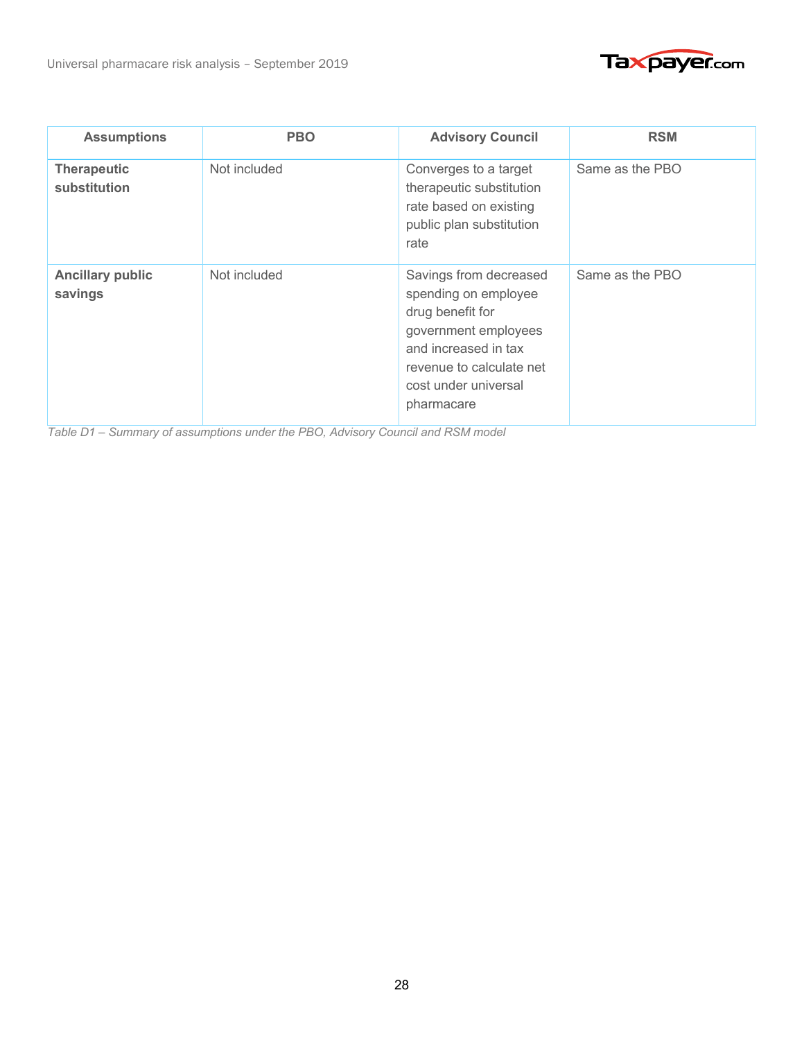| Assumptions | PBO | Advisory Council | RSM |
|---|---|---|---|
| **Therapeutic substitution** | Not included | Converges to a target therapeutic substitution rate based on existing public plan substitution rate | Same as the PBO |
| **Ancillary public savings** | Not included | Savings from decreased spending on employee drug benefit for government employees and increased in tax revenue to calculate net cost under universal pharmacare | Same as the PBO |

*Table D1 – Summary of assumptions under the PBO, Advisory Council and RSM model*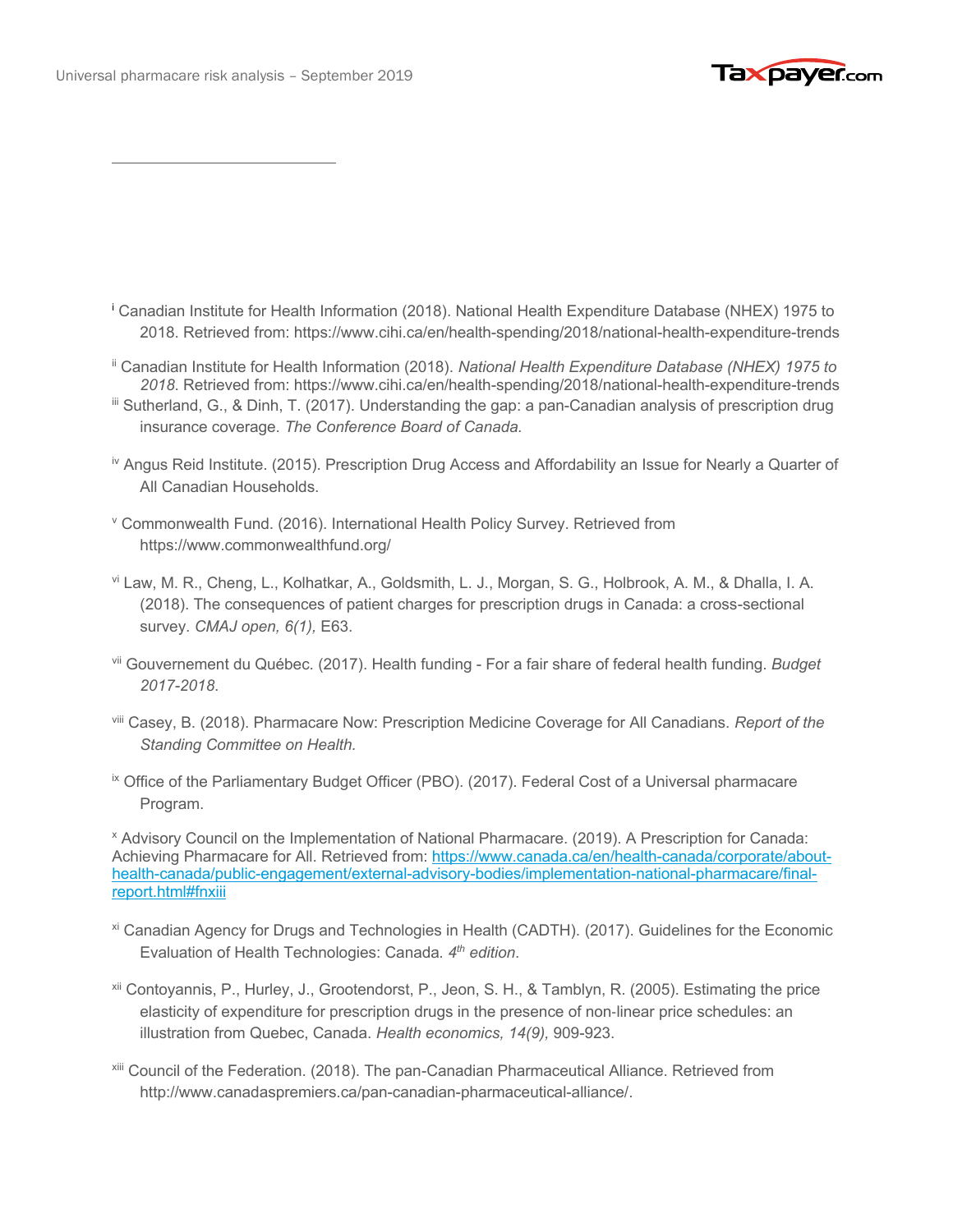[i] Canadian Institute for Health Information (2018). National Health Expenditure Database (NHEX) 1975 to 2018. Retrieved from: https://www.cihi.ca/en/health-spending/2018/national-health-expenditure-trends

[ii] Canadian Institute for Health Information (2018). *National Health Expenditure Database (NHEX) 1975 to 2018*. Retrieved from: https://www.cihi.ca/en/health-spending/2018/national-health-expenditure-trends

[iii] Sutherland, G., & Dinh, T. (2017). Understanding the gap: a pan-Canadian analysis of prescription drug insurance coverage. *The Conference Board of Canada.*

[iv] Angus Reid Institute. (2015). Prescription Drug Access and Affordability an Issue for Nearly a Quarter of All Canadian Households.

[v] Commonwealth Fund. (2016). International Health Policy Survey. Retrieved from https://www.commonwealthfund.org/

[vi] Law, M. R., Cheng, L., Kolhatkar, A., Goldsmith, L. J., Morgan, S. G., Holbrook, A. M., & Dhalla, I. A. (2018). The consequences of patient charges for prescription drugs in Canada: a cross-sectional survey. *CMAJ open, 6(1),* E63.

[vii] Gouvernement du Québec. (2017). Health funding - For a fair share of federal health funding. *Budget 2017-2018*.

[viii] Casey, B. (2018). Pharmacare Now: Prescription Medicine Coverage for All Canadians. *Report of the Standing Committee on Health.*

[ix] Office of the Parliamentary Budget Officer (PBO). (2017). Federal Cost of a Universal pharmacare Program.

[x] Advisory Council on the Implementation of National Pharmacare. (2019). A Prescription for Canada: Achieving Pharmacare for All. Retrieved from: https://www.canada.ca/en/health-canada/corporate/about-health-canada/public-engagement/external-advisory-bodies/implementation-national-pharmacare/final-report.html#fnxiii

[xi] Canadian Agency for Drugs and Technologies in Health (CADTH). (2017). Guidelines for the Economic Evaluation of Health Technologies: Canada. *4th edition.*

[xii] Contoyannis, P., Hurley, J., Grootendorst, P., Jeon, S. H., & Tamblyn, R. (2005). Estimating the price elasticity of expenditure for prescription drugs in the presence of non-linear price schedules: an illustration from Quebec, Canada. *Health economics, 14(9),* 909-923.

[xiii] Council of the Federation. (2018). The pan-Canadian Pharmaceutical Alliance. Retrieved from http://www.canadaspremiers.ca/pan-canadian-pharmaceutical-alliance/.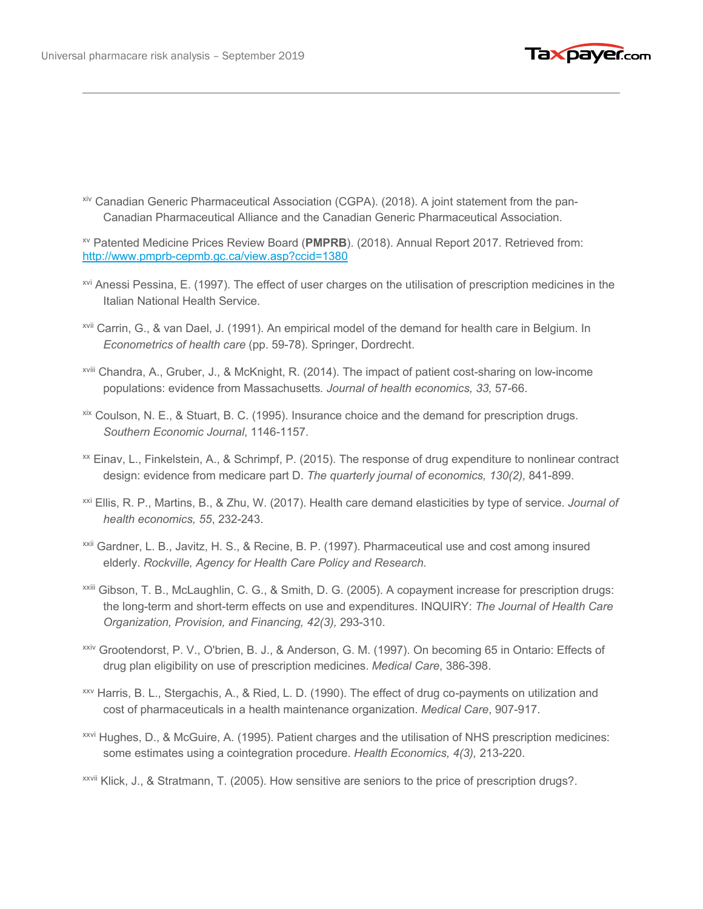[xiv] Canadian Generic Pharmaceutical Association (CGPA). (2018). A joint statement from the pan-Canadian Pharmaceutical Alliance and the Canadian Generic Pharmaceutical Association.

[xv] Patented Medicine Prices Review Board (**PMPRB**). (2018). Annual Report 2017. Retrieved from: http://www.pmprb-cepmb.gc.ca/view.asp?ccid=1380

[xvi] Anessi Pessina, E. (1997). The effect of user charges on the utilisation of prescription medicines in the Italian National Health Service.

[xvii] Carrin, G., & van Dael, J. (1991). An empirical model of the demand for health care in Belgium. In *Econometrics of health care* (pp. 59-78). Springer, Dordrecht.

[xviii] Chandra, A., Gruber, J., & McKnight, R. (2014). The impact of patient cost-sharing on low-income populations: evidence from Massachusetts. *Journal of health economics, 33,* 57-66.

[xix] Coulson, N. E., & Stuart, B. C. (1995). Insurance choice and the demand for prescription drugs. *Southern Economic Journal*, 1146-1157.

[xx] Einav, L., Finkelstein, A., & Schrimpf, P. (2015). The response of drug expenditure to nonlinear contract design: evidence from medicare part D. *The quarterly journal of economics, 130(2),* 841-899.

[xxi] Ellis, R. P., Martins, B., & Zhu, W. (2017). Health care demand elasticities by type of service. *Journal of health economics, 55*, 232-243.

[xxii] Gardner, L. B., Javitz, H. S., & Recine, B. P. (1997). Pharmaceutical use and cost among insured elderly. *Rockville, Agency for Health Care Policy and Research.*

[xxiii] Gibson, T. B., McLaughlin, C. G., & Smith, D. G. (2005). A copayment increase for prescription drugs: the long-term and short-term effects on use and expenditures. INQUIRY: *The Journal of Health Care Organization, Provision, and Financing, 42(3),* 293-310.

[xxiv] Grootendorst, P. V., O'brien, B. J., & Anderson, G. M. (1997). On becoming 65 in Ontario: Effects of drug plan eligibility on use of prescription medicines. *Medical Care*, 386-398.

[xxv] Harris, B. L., Stergachis, A., & Ried, L. D. (1990). The effect of drug co-payments on utilization and cost of pharmaceuticals in a health maintenance organization. *Medical Care*, 907-917.

[xxvi] Hughes, D., & McGuire, A. (1995). Patient charges and the utilisation of NHS prescription medicines: some estimates using a cointegration procedure. *Health Economics, 4(3),* 213-220.

[xxvii] Klick, J., & Stratmann, T. (2005). How sensitive are seniors to the price of prescription drugs?.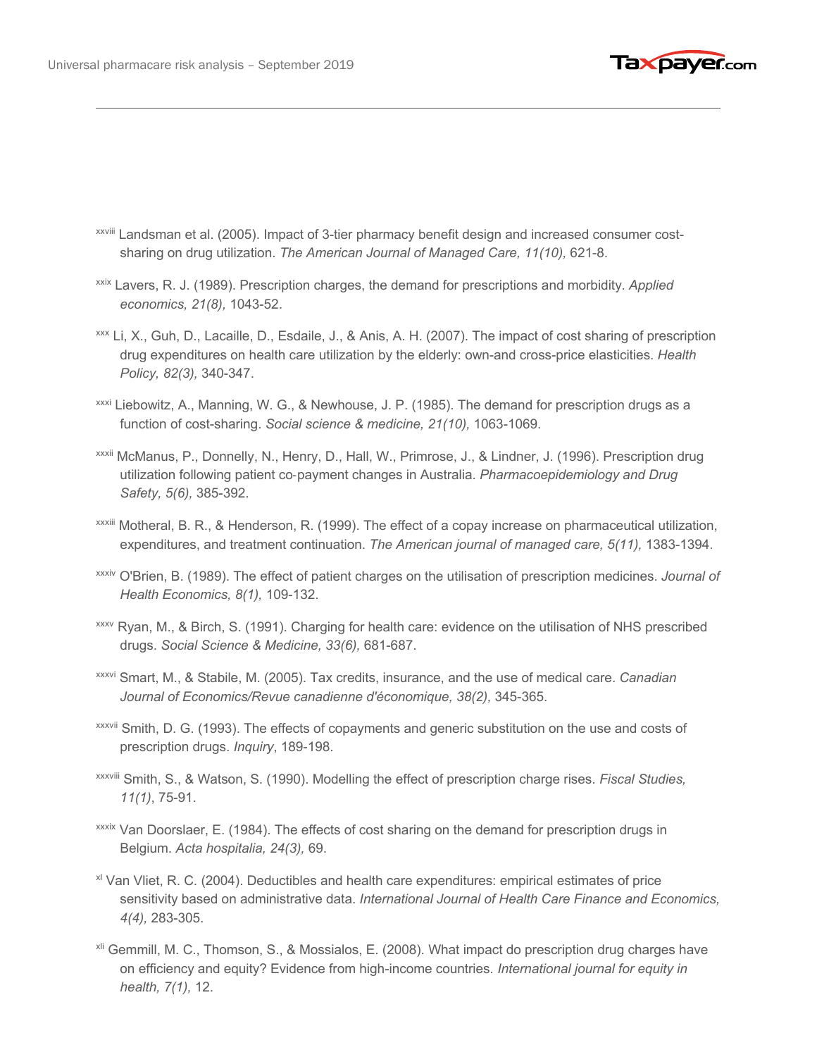[xxviii] Landsman et al. (2005). Impact of 3-tier pharmacy benefit design and increased consumer cost-sharing on drug utilization. *The American Journal of Managed Care, 11(10),* 621-8.

[xxix] Lavers, R. J. (1989). Prescription charges, the demand for prescriptions and morbidity. *Applied economics, 21(8),* 1043-52.

[xxx] Li, X., Guh, D., Lacaille, D., Esdaile, J., & Anis, A. H. (2007). The impact of cost sharing of prescription drug expenditures on health care utilization by the elderly: own-and cross-price elasticities. *Health Policy, 82(3),* 340-347.

[xxxi] Liebowitz, A., Manning, W. G., & Newhouse, J. P. (1985). The demand for prescription drugs as a function of cost-sharing. *Social science & medicine, 21(10),* 1063-1069.

[xxxii] McManus, P., Donnelly, N., Henry, D., Hall, W., Primrose, J., & Lindner, J. (1996). Prescription drug utilization following patient co-payment changes in Australia. *Pharmacoepidemiology and Drug Safety, 5(6),* 385-392.

[xxxiii] Motheral, B. R., & Henderson, R. (1999). The effect of a copay increase on pharmaceutical utilization, expenditures, and treatment continuation. *The American journal of managed care, 5(11),* 1383-1394.

[xxxiv] O'Brien, B. (1989). The effect of patient charges on the utilisation of prescription medicines. *Journal of Health Economics, 8(1),* 109-132.

[xxxv] Ryan, M., & Birch, S. (1991). Charging for health care: evidence on the utilisation of NHS prescribed drugs. *Social Science & Medicine, 33(6),* 681-687.

[xxxvi] Smart, M., & Stabile, M. (2005). Tax credits, insurance, and the use of medical care. *Canadian Journal of Economics/Revue canadienne d'économique, 38(2),* 345-365.

[xxxvii] Smith, D. G. (1993). The effects of copayments and generic substitution on the use and costs of prescription drugs. *Inquiry*, 189-198.

[xxxviii] Smith, S., & Watson, S. (1990). Modelling the effect of prescription charge rises. *Fiscal Studies, 11(1)*, 75-91.

[xxxix] Van Doorslaer, E. (1984). The effects of cost sharing on the demand for prescription drugs in Belgium. *Acta hospitalia, 24(3),* 69.

[xl] Van Vliet, R. C. (2004). Deductibles and health care expenditures: empirical estimates of price sensitivity based on administrative data. *International Journal of Health Care Finance and Economics, 4(4),* 283-305.

[xli] Gemmill, M. C., Thomson, S., & Mossialos, E. (2008). What impact do prescription drug charges have on efficiency and equity? Evidence from high-income countries. *International journal for equity in health, 7(1),* 12.